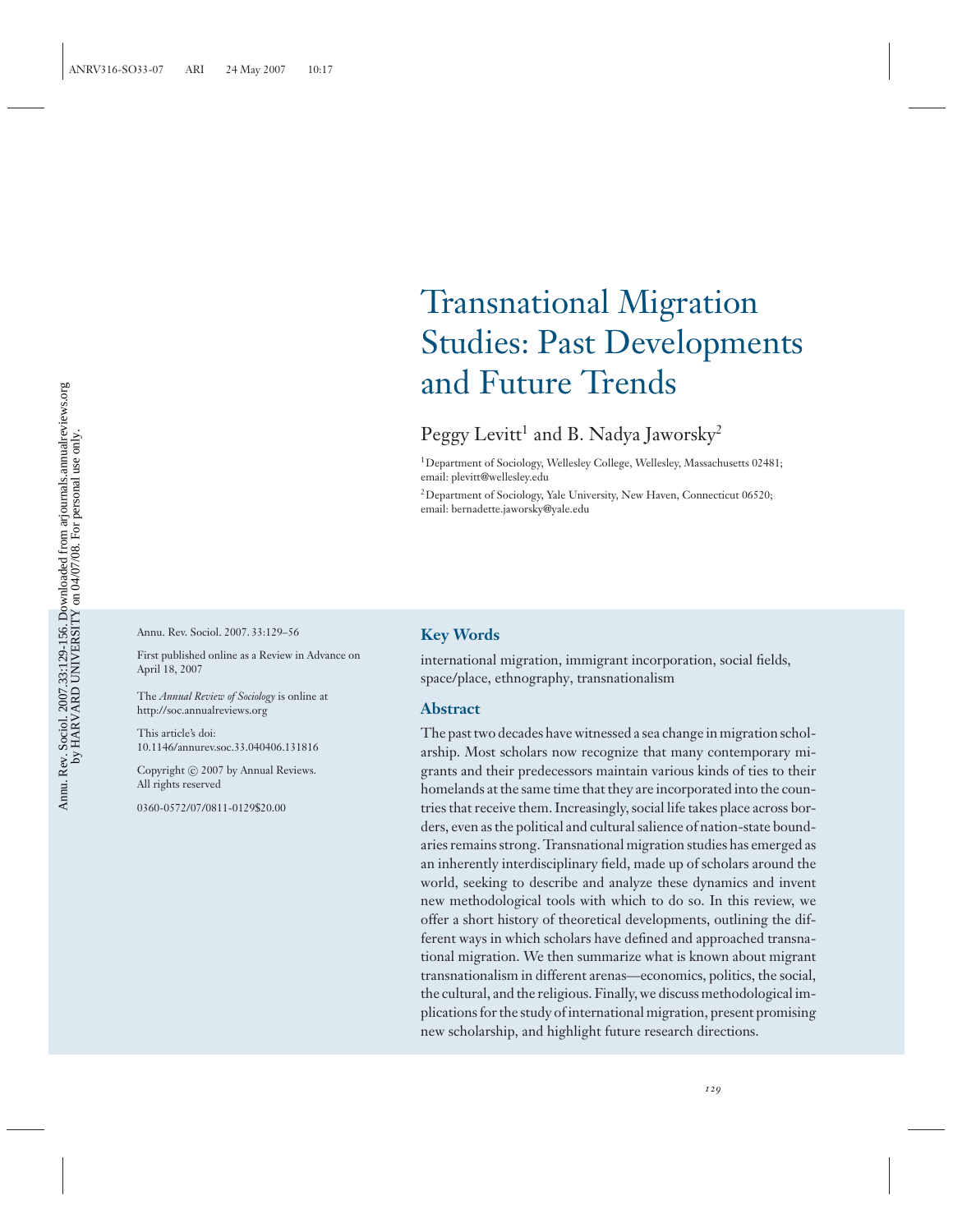# Transnational Migration Studies: Past Developments and Future Trends

Peggy Levitt[1] and B. Nadya Jaworsky[2]

[1]Department of Sociology, Wellesley College, Wellesley, Massachusetts 02481; email: plevitt@wellesley.edu

[2]Department of Sociology, Yale University, New Haven, Connecticut 06520; email: bernadette.jaworsky@yale.edu

Annu. Rev. Sociol. 2007. 33:129–56

First published online as a Review in Advance on April 18, 2007

The *Annual Review of Sociology* is online at http://soc.annualreviews.org

This article's doi: 10.1146/annurev.soc.33.040406.131816

Copyright © 2007 by Annual Reviews. All rights reserved

0360-0572/07/0811-0129$20.00

## Key Words

international migration, immigrant incorporation, social fields, space/place, ethnography, transnationalism

## Abstract

The past two decades have witnessed a sea change in migration scholarship. Most scholars now recognize that many contemporary migrants and their predecessors maintain various kinds of ties to their homelands at the same time that they are incorporated into the countries that receive them. Increasingly, social life takes place across borders, even as the political and cultural salience of nation-state boundaries remains strong. Transnational migration studies has emerged as an inherently interdisciplinary field, made up of scholars around the world, seeking to describe and analyze these dynamics and invent new methodological tools with which to do so. In this review, we offer a short history of theoretical developments, outlining the different ways in which scholars have defined and approached transnational migration. We then summarize what is known about migrant transnationalism in different arenas—economics, politics, the social, the cultural, and the religious. Finally, we discuss methodological implications for the study of international migration, present promising new scholarship, and highlight future research directions.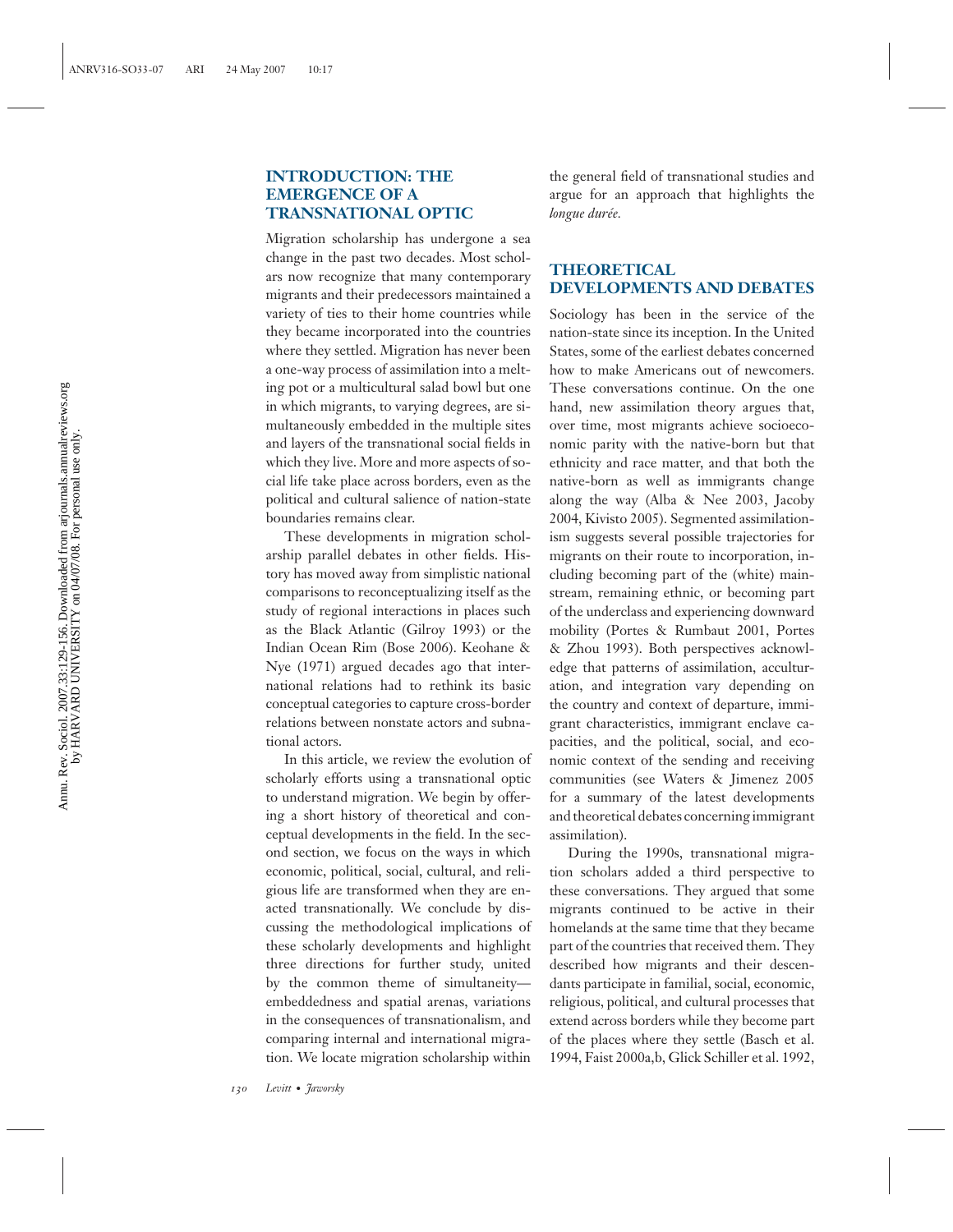## INTRODUCTION: THE EMERGENCE OF A TRANSNATIONAL OPTIC

Migration scholarship has undergone a sea change in the past two decades. Most scholars now recognize that many contemporary migrants and their predecessors maintained a variety of ties to their home countries while they became incorporated into the countries where they settled. Migration has never been a one-way process of assimilation into a melting pot or a multicultural salad bowl but one in which migrants, to varying degrees, are simultaneously embedded in the multiple sites and layers of the transnational social fields in which they live. More and more aspects of social life take place across borders, even as the political and cultural salience of nation-state boundaries remains clear.

These developments in migration scholarship parallel debates in other fields. History has moved away from simplistic national comparisons to reconceptualizing itself as the study of regional interactions in places such as the Black Atlantic (Gilroy 1993) or the Indian Ocean Rim (Bose 2006). Keohane & Nye (1971) argued decades ago that international relations had to rethink its basic conceptual categories to capture cross-border relations between nonstate actors and subnational actors.

In this article, we review the evolution of scholarly efforts using a transnational optic to understand migration. We begin by offering a short history of theoretical and conceptual developments in the field. In the second section, we focus on the ways in which economic, political, social, cultural, and religious life are transformed when they are enacted transnationally. We conclude by discussing the methodological implications of these scholarly developments and highlight three directions for further study, united by the common theme of simultaneity—embeddedness and spatial arenas, variations in the consequences of transnationalism, and comparing internal and international migration. We locate migration scholarship within the general field of transnational studies and argue for an approach that highlights the *longue durée.*

## THEORETICAL DEVELOPMENTS AND DEBATES

Sociology has been in the service of the nation-state since its inception. In the United States, some of the earliest debates concerned how to make Americans out of newcomers. These conversations continue. On the one hand, new assimilation theory argues that, over time, most migrants achieve socioeconomic parity with the native-born but that ethnicity and race matter, and that both the native-born as well as immigrants change along the way (Alba & Nee 2003, Jacoby 2004, Kivisto 2005). Segmented assimilationism suggests several possible trajectories for migrants on their route to incorporation, including becoming part of the (white) mainstream, remaining ethnic, or becoming part of the underclass and experiencing downward mobility (Portes & Rumbaut 2001, Portes & Zhou 1993). Both perspectives acknowledge that patterns of assimilation, acculturation, and integration vary depending on the country and context of departure, immigrant characteristics, immigrant enclave capacities, and the political, social, and economic context of the sending and receiving communities (see Waters & Jimenez 2005 for a summary of the latest developments and theoretical debates concerning immigrant assimilation).

During the 1990s, transnational migration scholars added a third perspective to these conversations. They argued that some migrants continued to be active in their homelands at the same time that they became part of the countries that received them. They described how migrants and their descendants participate in familial, social, economic, religious, political, and cultural processes that extend across borders while they become part of the places where they settle (Basch et al. 1994, Faist 2000a,b, Glick Schiller et al. 1992,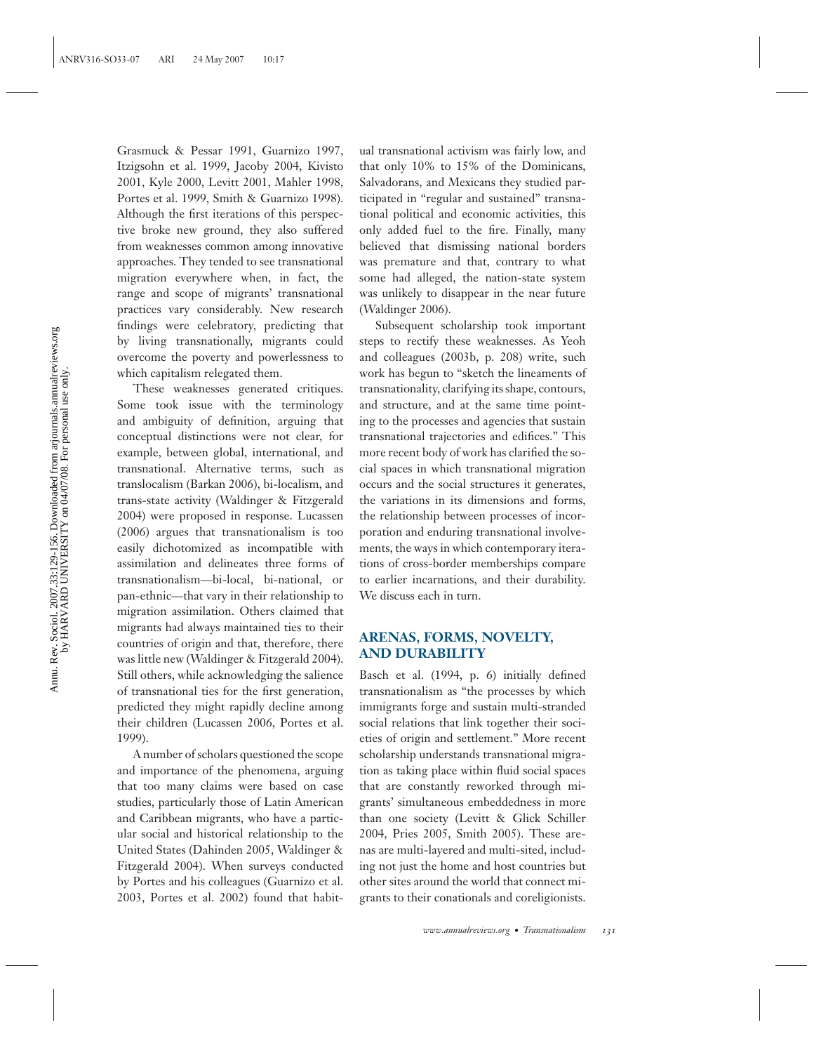Grasmuck & Pessar 1991, Guarnizo 1997, Itzigsohn et al. 1999, Jacoby 2004, Kivisto 2001, Kyle 2000, Levitt 2001, Mahler 1998, Portes et al. 1999, Smith & Guarnizo 1998). Although the first iterations of this perspective broke new ground, they also suffered from weaknesses common among innovative approaches. They tended to see transnational migration everywhere when, in fact, the range and scope of migrants' transnational practices vary considerably. New research findings were celebratory, predicting that by living transnationally, migrants could overcome the poverty and powerlessness to which capitalism relegated them.

These weaknesses generated critiques. Some took issue with the terminology and ambiguity of definition, arguing that conceptual distinctions were not clear, for example, between global, international, and transnational. Alternative terms, such as translocalism (Barkan 2006), bi-localism, and trans-state activity (Waldinger & Fitzgerald 2004) were proposed in response. Lucassen (2006) argues that transnationalism is too easily dichotomized as incompatible with assimilation and delineates three forms of transnationalism—bi-local, bi-national, or pan-ethnic—that vary in their relationship to migration assimilation. Others claimed that migrants had always maintained ties to their countries of origin and that, therefore, there was little new (Waldinger & Fitzgerald 2004). Still others, while acknowledging the salience of transnational ties for the first generation, predicted they might rapidly decline among their children (Lucassen 2006, Portes et al. 1999).

A number of scholars questioned the scope and importance of the phenomena, arguing that too many claims were based on case studies, particularly those of Latin American and Caribbean migrants, who have a particular social and historical relationship to the United States (Dahinden 2005, Waldinger & Fitzgerald 2004). When surveys conducted by Portes and his colleagues (Guarnizo et al. 2003, Portes et al. 2002) found that habitual transnational activism was fairly low, and that only 10% to 15% of the Dominicans, Salvadorans, and Mexicans they studied participated in "regular and sustained" transnational political and economic activities, this only added fuel to the fire. Finally, many believed that dismissing national borders was premature and that, contrary to what some had alleged, the nation-state system was unlikely to disappear in the near future (Waldinger 2006).

Subsequent scholarship took important steps to rectify these weaknesses. As Yeoh and colleagues (2003b, p. 208) write, such work has begun to "sketch the lineaments of transnationality, clarifying its shape, contours, and structure, and at the same time pointing to the processes and agencies that sustain transnational trajectories and edifices." This more recent body of work has clarified the social spaces in which transnational migration occurs and the social structures it generates, the variations in its dimensions and forms, the relationship between processes of incorporation and enduring transnational involvements, the ways in which contemporary iterations of cross-border memberships compare to earlier incarnations, and their durability. We discuss each in turn.

## ARENAS, FORMS, NOVELTY, AND DURABILITY

Basch et al. (1994, p. 6) initially defined transnationalism as "the processes by which immigrants forge and sustain multi-stranded social relations that link together their societies of origin and settlement." More recent scholarship understands transnational migration as taking place within fluid social spaces that are constantly reworked through migrants' simultaneous embeddedness in more than one society (Levitt & Glick Schiller 2004, Pries 2005, Smith 2005). These arenas are multi-layered and multi-sited, including not just the home and host countries but other sites around the world that connect migrants to their conationals and coreligionists.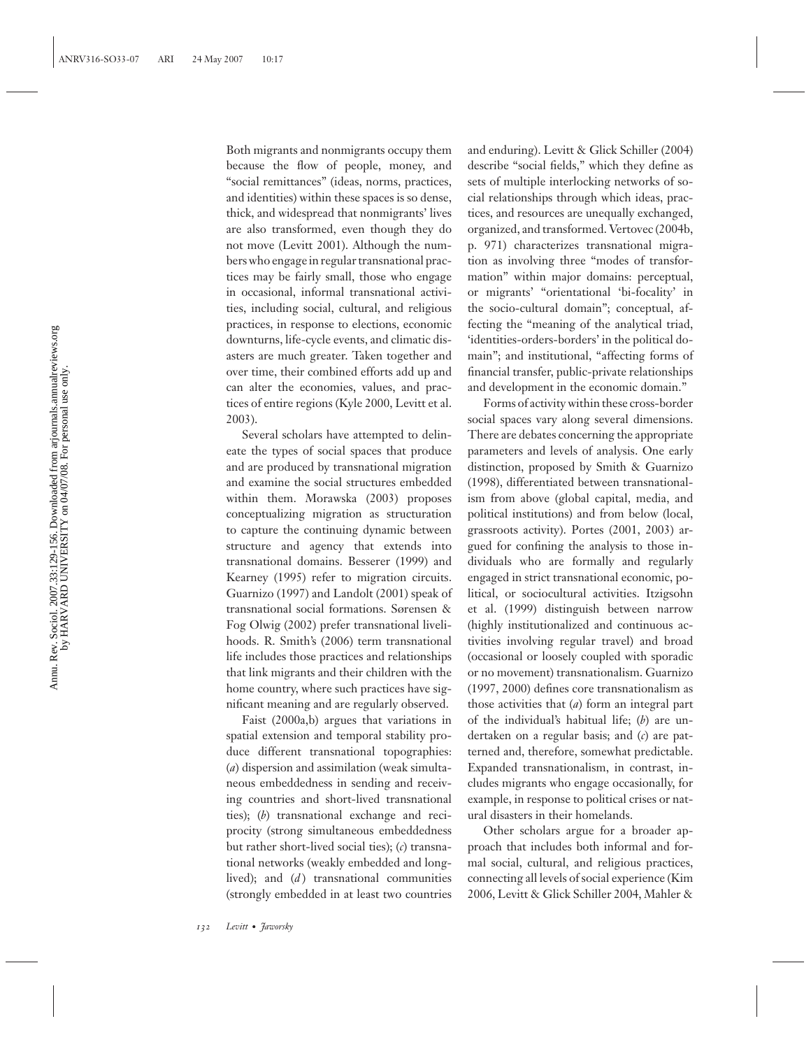Both migrants and nonmigrants occupy them because the flow of people, money, and "social remittances" (ideas, norms, practices, and identities) within these spaces is so dense, thick, and widespread that nonmigrants' lives are also transformed, even though they do not move (Levitt 2001). Although the numbers who engage in regular transnational practices may be fairly small, those who engage in occasional, informal transnational activities, including social, cultural, and religious practices, in response to elections, economic downturns, life-cycle events, and climatic disasters are much greater. Taken together and over time, their combined efforts add up and can alter the economies, values, and practices of entire regions (Kyle 2000, Levitt et al. 2003).

Several scholars have attempted to delineate the types of social spaces that produce and are produced by transnational migration and examine the social structures embedded within them. Morawska (2003) proposes conceptualizing migration as structuration to capture the continuing dynamic between structure and agency that extends into transnational domains. Besserer (1999) and Kearney (1995) refer to migration circuits. Guarnizo (1997) and Landolt (2001) speak of transnational social formations. Sørensen & Fog Olwig (2002) prefer transnational livelihoods. R. Smith's (2006) term transnational life includes those practices and relationships that link migrants and their children with the home country, where such practices have significant meaning and are regularly observed.

Faist (2000a,b) argues that variations in spatial extension and temporal stability produce different transnational topographies: (*a*) dispersion and assimilation (weak simultaneous embeddedness in sending and receiving countries and short-lived transnational ties); (*b*) transnational exchange and reciprocity (strong simultaneous embeddedness but rather short-lived social ties); (*c*) transnational networks (weakly embedded and long-lived); and (*d*) transnational communities (strongly embedded in at least two countries and enduring). Levitt & Glick Schiller (2004) describe "social fields," which they define as sets of multiple interlocking networks of social relationships through which ideas, practices, and resources are unequally exchanged, organized, and transformed. Vertovec (2004b, p. 971) characterizes transnational migration as involving three "modes of transformation" within major domains: perceptual, or migrants' "orientational 'bi-focality' in the socio-cultural domain"; conceptual, affecting the "meaning of the analytical triad, 'identities-orders-borders' in the political domain"; and institutional, "affecting forms of financial transfer, public-private relationships and development in the economic domain."

Forms of activity within these cross-border social spaces vary along several dimensions. There are debates concerning the appropriate parameters and levels of analysis. One early distinction, proposed by Smith & Guarnizo (1998), differentiated between transnationalism from above (global capital, media, and political institutions) and from below (local, grassroots activity). Portes (2001, 2003) argued for confining the analysis to those individuals who are formally and regularly engaged in strict transnational economic, political, or sociocultural activities. Itzigsohn et al. (1999) distinguish between narrow (highly institutionalized and continuous activities involving regular travel) and broad (occasional or loosely coupled with sporadic or no movement) transnationalism. Guarnizo (1997, 2000) defines core transnationalism as those activities that (*a*) form an integral part of the individual's habitual life; (*b*) are undertaken on a regular basis; and (*c*) are patterned and, therefore, somewhat predictable. Expanded transnationalism, in contrast, includes migrants who engage occasionally, for example, in response to political crises or natural disasters in their homelands.

Other scholars argue for a broader approach that includes both informal and formal social, cultural, and religious practices, connecting all levels of social experience (Kim 2006, Levitt & Glick Schiller 2004, Mahler &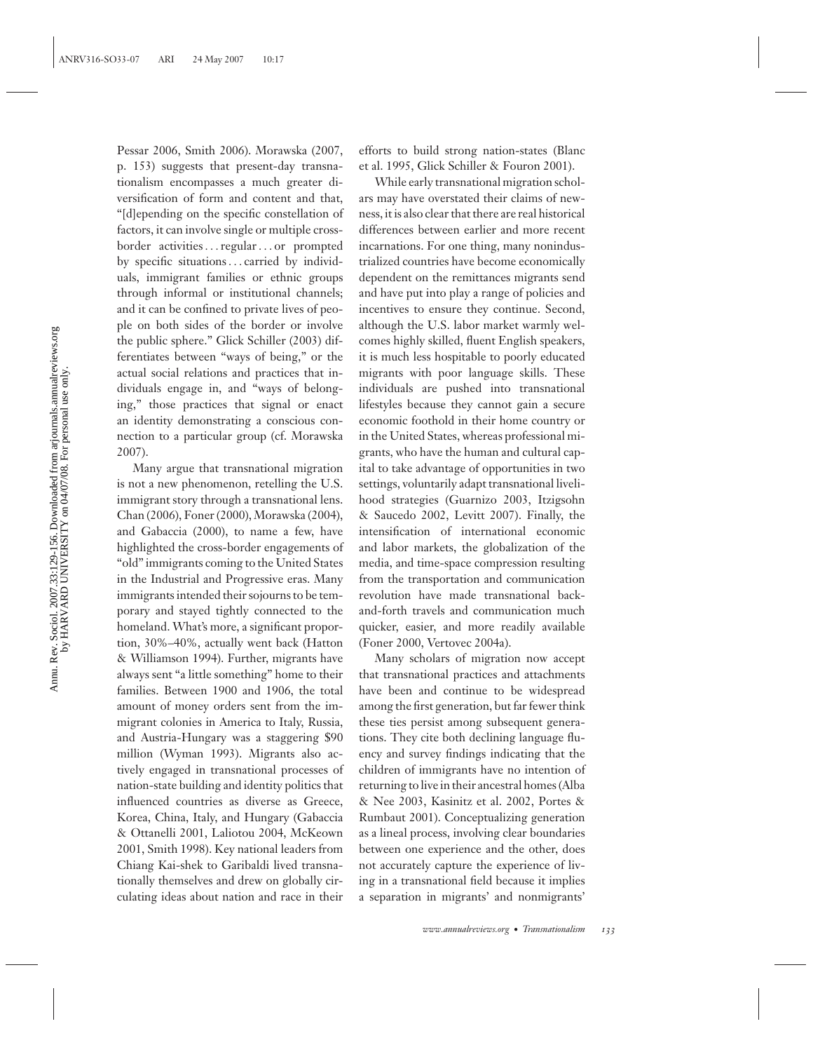Pessar 2006, Smith 2006). Morawska (2007, p. 153) suggests that present-day transnationalism encompasses a much greater diversification of form and content and that, "[d]epending on the specific constellation of factors, it can involve single or multiple cross-border activities . . . regular . . . or prompted by specific situations . . . carried by individuals, immigrant families or ethnic groups through informal or institutional channels; and it can be confined to private lives of people on both sides of the border or involve the public sphere." Glick Schiller (2003) differentiates between "ways of being," or the actual social relations and practices that individuals engage in, and "ways of belonging," those practices that signal or enact an identity demonstrating a conscious connection to a particular group (cf. Morawska 2007).

Many argue that transnational migration is not a new phenomenon, retelling the U.S. immigrant story through a transnational lens. Chan (2006), Foner (2000), Morawska (2004), and Gabaccia (2000), to name a few, have highlighted the cross-border engagements of "old" immigrants coming to the United States in the Industrial and Progressive eras. Many immigrants intended their sojourns to be temporary and stayed tightly connected to the homeland. What's more, a significant proportion, 30%–40%, actually went back (Hatton & Williamson 1994). Further, migrants have always sent "a little something" home to their families. Between 1900 and 1906, the total amount of money orders sent from the immigrant colonies in America to Italy, Russia, and Austria-Hungary was a staggering $90 million (Wyman 1993). Migrants also actively engaged in transnational processes of nation-state building and identity politics that influenced countries as diverse as Greece, Korea, China, Italy, and Hungary (Gabaccia & Ottanelli 2001, Laliotou 2004, McKeown 2001, Smith 1998). Key national leaders from Chiang Kai-shek to Garibaldi lived transnationally themselves and drew on globally circulating ideas about nation and race in their efforts to build strong nation-states (Blanc et al. 1995, Glick Schiller & Fouron 2001).

While early transnational migration scholars may have overstated their claims of newness, it is also clear that there are real historical differences between earlier and more recent incarnations. For one thing, many nonindustrialized countries have become economically dependent on the remittances migrants send and have put into play a range of policies and incentives to ensure they continue. Second, although the U.S. labor market warmly welcomes highly skilled, fluent English speakers, it is much less hospitable to poorly educated migrants with poor language skills. These individuals are pushed into transnational lifestyles because they cannot gain a secure economic foothold in their home country or in the United States, whereas professional migrants, who have the human and cultural capital to take advantage of opportunities in two settings, voluntarily adapt transnational livelihood strategies (Guarnizo 2003, Itzigsohn & Saucedo 2002, Levitt 2007). Finally, the intensification of international economic and labor markets, the globalization of the media, and time-space compression resulting from the transportation and communication revolution have made transnational back-and-forth travels and communication much quicker, easier, and more readily available (Foner 2000, Vertovec 2004a).

Many scholars of migration now accept that transnational practices and attachments have been and continue to be widespread among the first generation, but far fewer think these ties persist among subsequent generations. They cite both declining language fluency and survey findings indicating that the children of immigrants have no intention of returning to live in their ancestral homes (Alba & Nee 2003, Kasinitz et al. 2002, Portes & Rumbaut 2001). Conceptualizing generation as a lineal process, involving clear boundaries between one experience and the other, does not accurately capture the experience of living in a transnational field because it implies a separation in migrants' and nonmigrants'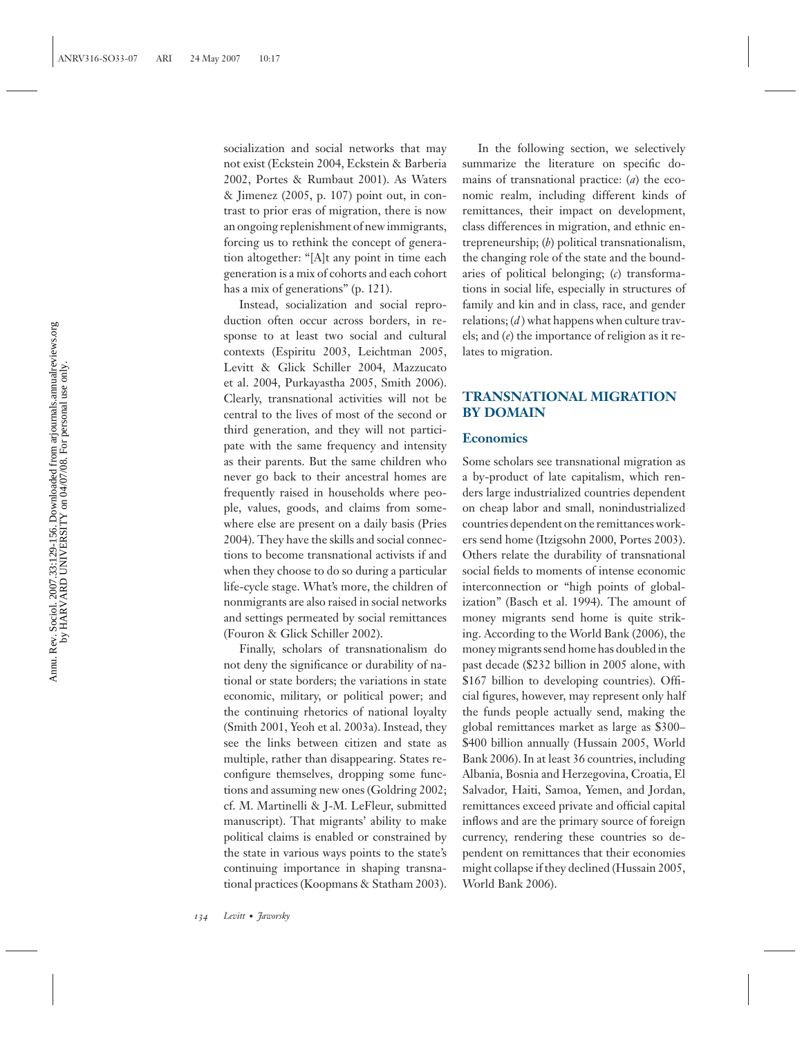socialization and social networks that may not exist (Eckstein 2004, Eckstein & Barberia 2002, Portes & Rumbaut 2001). As Waters & Jimenez (2005, p. 107) point out, in contrast to prior eras of migration, there is now an ongoing replenishment of new immigrants, forcing us to rethink the concept of generation altogether: "[A]t any point in time each generation is a mix of cohorts and each cohort has a mix of generations" (p. 121).

Instead, socialization and social reproduction often occur across borders, in response to at least two social and cultural contexts (Espiritu 2003, Leichtman 2005, Levitt & Glick Schiller 2004, Mazzucato et al. 2004, Purkayastha 2005, Smith 2006). Clearly, transnational activities will not be central to the lives of most of the second or third generation, and they will not participate with the same frequency and intensity as their parents. But the same children who never go back to their ancestral homes are frequently raised in households where people, values, goods, and claims from somewhere else are present on a daily basis (Pries 2004). They have the skills and social connections to become transnational activists if and when they choose to do so during a particular life-cycle stage. What's more, the children of nonmigrants are also raised in social networks and settings permeated by social remittances (Fouron & Glick Schiller 2002).

Finally, scholars of transnationalism do not deny the significance or durability of national or state borders; the variations in state economic, military, or political power; and the continuing rhetorics of national loyalty (Smith 2001, Yeoh et al. 2003a). Instead, they see the links between citizen and state as multiple, rather than disappearing. States reconfigure themselves, dropping some functions and assuming new ones (Goldring 2002; cf. M. Martinelli & J-M. LeFleur, submitted manuscript). That migrants' ability to make political claims is enabled or constrained by the state in various ways points to the state's continuing importance in shaping transnational practices (Koopmans & Statham 2003).

In the following section, we selectively summarize the literature on specific domains of transnational practice: (*a*) the economic realm, including different kinds of remittances, their impact on development, class differences in migration, and ethnic entrepreneurship; (*b*) political transnationalism, the changing role of the state and the boundaries of political belonging; (*c*) transformations in social life, especially in structures of family and kin and in class, race, and gender relations; (*d*) what happens when culture travels; and (*e*) the importance of religion as it relates to migration.

## TRANSNATIONAL MIGRATION BY DOMAIN

### Economics

Some scholars see transnational migration as a by-product of late capitalism, which renders large industrialized countries dependent on cheap labor and small, nonindustrialized countries dependent on the remittances workers send home (Itzigsohn 2000, Portes 2003). Others relate the durability of transnational social fields to moments of intense economic interconnection or "high points of globalization" (Basch et al. 1994). The amount of money migrants send home is quite striking. According to the World Bank (2006), the money migrants send home has doubled in the past decade ($232 billion in 2005 alone, with $167 billion to developing countries). Official figures, however, may represent only half the funds people actually send, making the global remittances market as large as $300–$400 billion annually (Hussain 2005, World Bank 2006). In at least 36 countries, including Albania, Bosnia and Herzegovina, Croatia, El Salvador, Haiti, Samoa, Yemen, and Jordan, remittances exceed private and official capital inflows and are the primary source of foreign currency, rendering these countries so dependent on remittances that their economies might collapse if they declined (Hussain 2005, World Bank 2006).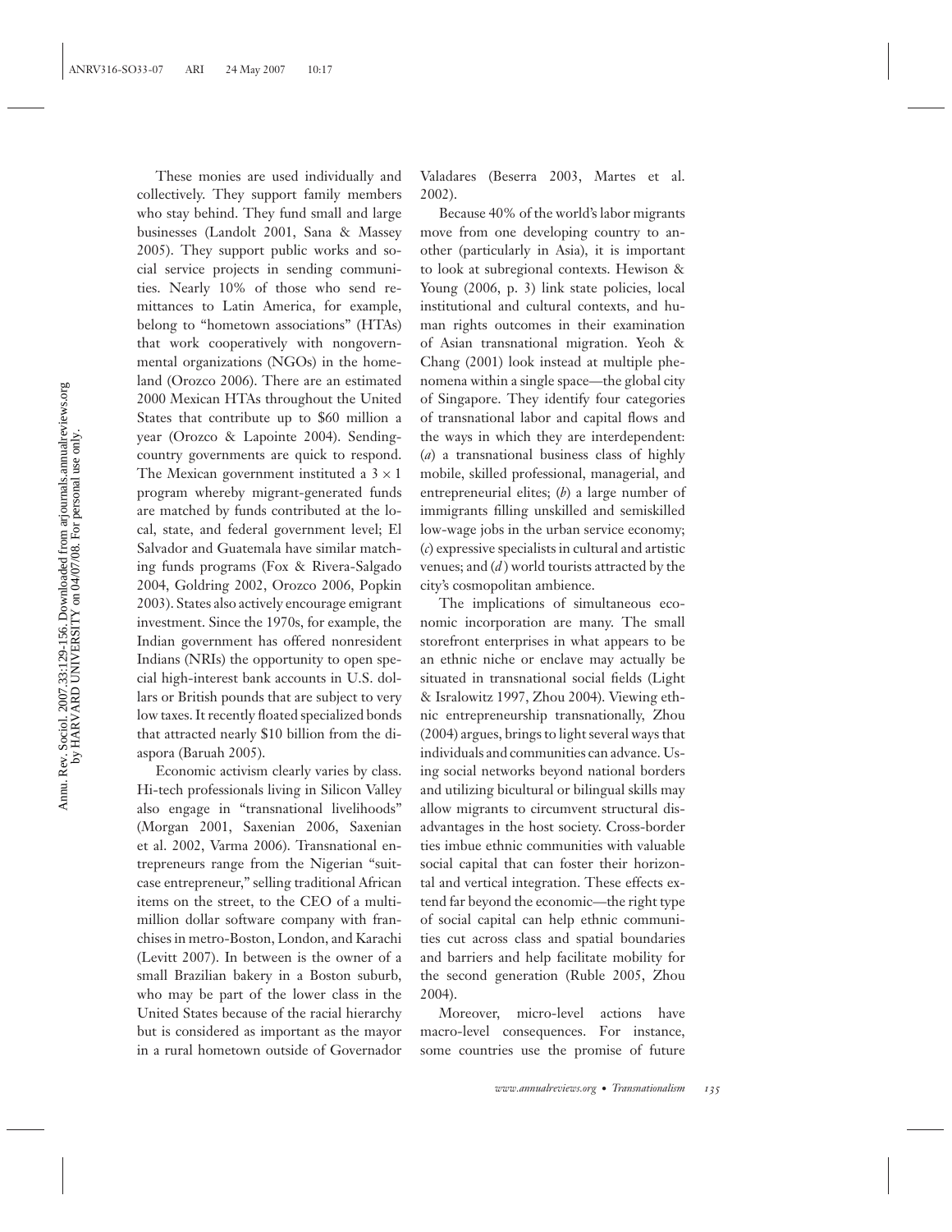These monies are used individually and collectively. They support family members who stay behind. They fund small and large businesses (Landolt 2001, Sana & Massey 2005). They support public works and social service projects in sending communities. Nearly 10% of those who send remittances to Latin America, for example, belong to "hometown associations" (HTAs) that work cooperatively with nongovernmental organizations (NGOs) in the homeland (Orozco 2006). There are an estimated 2000 Mexican HTAs throughout the United States that contribute up to $60 million a year (Orozco & Lapointe 2004). Sending-country governments are quick to respond. The Mexican government instituted a $3 \times 1$ program whereby migrant-generated funds are matched by funds contributed at the local, state, and federal government level; El Salvador and Guatemala have similar matching funds programs (Fox & Rivera-Salgado 2004, Goldring 2002, Orozco 2006, Popkin 2003). States also actively encourage emigrant investment. Since the 1970s, for example, the Indian government has offered nonresident Indians (NRIs) the opportunity to open special high-interest bank accounts in U.S. dollars or British pounds that are subject to very low taxes. It recently floated specialized bonds that attracted nearly $10 billion from the diaspora (Baruah 2005).

Economic activism clearly varies by class. Hi-tech professionals living in Silicon Valley also engage in "transnational livelihoods" (Morgan 2001, Saxenian 2006, Saxenian et al. 2002, Varma 2006). Transnational entrepreneurs range from the Nigerian "suitcase entrepreneur," selling traditional African items on the street, to the CEO of a multimillion dollar software company with franchises in metro-Boston, London, and Karachi (Levitt 2007). In between is the owner of a small Brazilian bakery in a Boston suburb, who may be part of the lower class in the United States because of the racial hierarchy but is considered as important as the mayor in a rural hometown outside of Governador Valadares (Beserra 2003, Martes et al. 2002).

Because 40% of the world's labor migrants move from one developing country to another (particularly in Asia), it is important to look at subregional contexts. Hewison & Young (2006, p. 3) link state policies, local institutional and cultural contexts, and human rights outcomes in their examination of Asian transnational migration. Yeoh & Chang (2001) look instead at multiple phenomena within a single space—the global city of Singapore. They identify four categories of transnational labor and capital flows and the ways in which they are interdependent: (*a*) a transnational business class of highly mobile, skilled professional, managerial, and entrepreneurial elites; (*b*) a large number of immigrants filling unskilled and semiskilled low-wage jobs in the urban service economy; (*c*) expressive specialists in cultural and artistic venues; and (*d*) world tourists attracted by the city's cosmopolitan ambience.

The implications of simultaneous economic incorporation are many. The small storefront enterprises in what appears to be an ethnic niche or enclave may actually be situated in transnational social fields (Light & Isralowitz 1997, Zhou 2004). Viewing ethnic entrepreneurship transnationally, Zhou (2004) argues, brings to light several ways that individuals and communities can advance. Using social networks beyond national borders and utilizing bicultural or bilingual skills may allow migrants to circumvent structural disadvantages in the host society. Cross-border ties imbue ethnic communities with valuable social capital that can foster their horizontal and vertical integration. These effects extend far beyond the economic—the right type of social capital can help ethnic communities cut across class and spatial boundaries and barriers and help facilitate mobility for the second generation (Ruble 2005, Zhou 2004).

Moreover, micro-level actions have macro-level consequences. For instance, some countries use the promise of future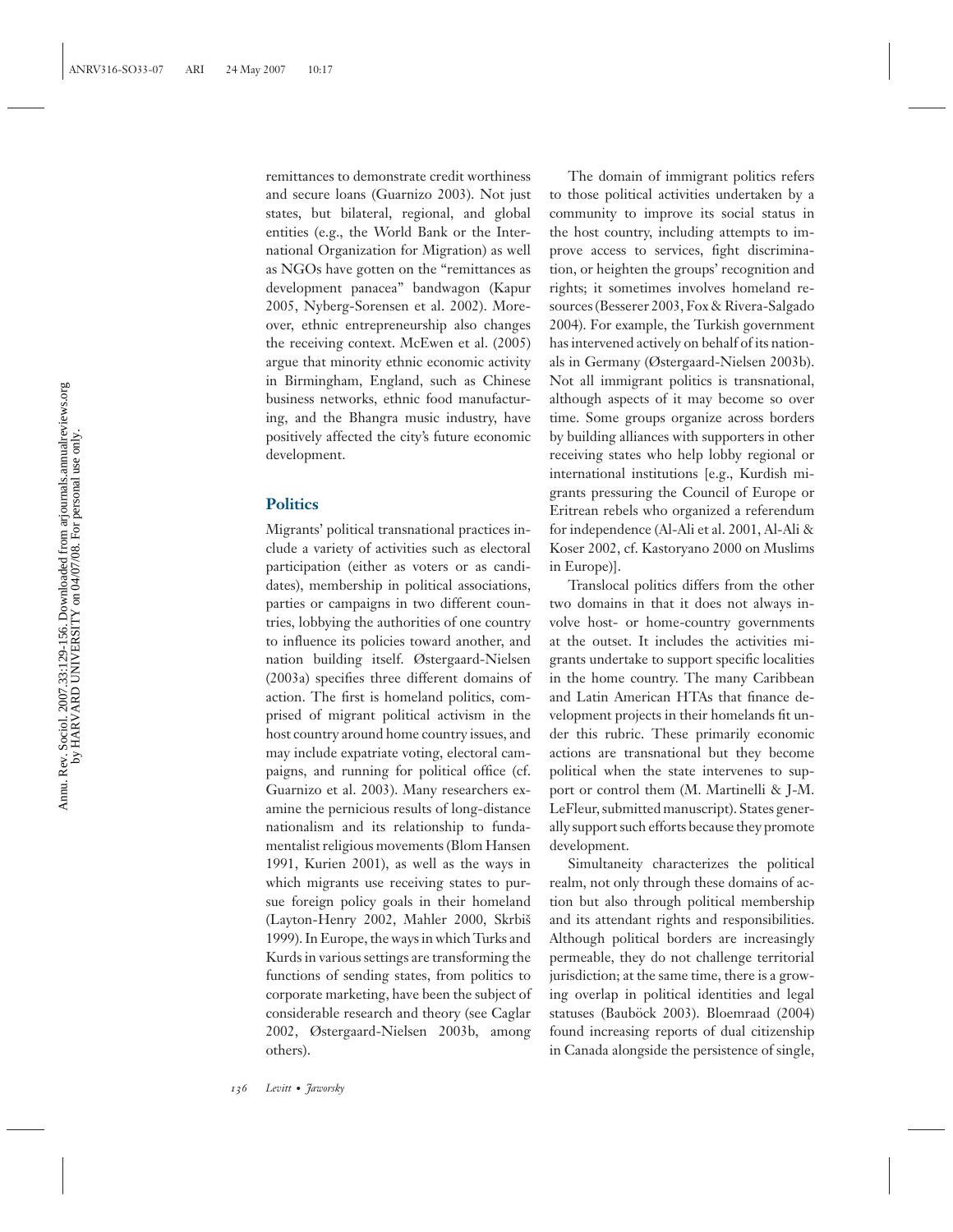remittances to demonstrate credit worthiness and secure loans (Guarnizo 2003). Not just states, but bilateral, regional, and global entities (e.g., the World Bank or the International Organization for Migration) as well as NGOs have gotten on the "remittances as development panacea" bandwagon (Kapur 2005, Nyberg-Sorensen et al. 2002). Moreover, ethnic entrepreneurship also changes the receiving context. McEwen et al. (2005) argue that minority ethnic economic activity in Birmingham, England, such as Chinese business networks, ethnic food manufacturing, and the Bhangra music industry, have positively affected the city's future economic development.

## Politics

Migrants' political transnational practices include a variety of activities such as electoral participation (either as voters or as candidates), membership in political associations, parties or campaigns in two different countries, lobbying the authorities of one country to influence its policies toward another, and nation building itself. Østergaard-Nielsen (2003a) specifies three different domains of action. The first is homeland politics, comprised of migrant political activism in the host country around home country issues, and may include expatriate voting, electoral campaigns, and running for political office (cf. Guarnizo et al. 2003). Many researchers examine the pernicious results of long-distance nationalism and its relationship to fundamentalist religious movements (Blom Hansen 1991, Kurien 2001), as well as the ways in which migrants use receiving states to pursue foreign policy goals in their homeland (Layton-Henry 2002, Mahler 2000, Skrbiš 1999). In Europe, the ways in which Turks and Kurds in various settings are transforming the functions of sending states, from politics to corporate marketing, have been the subject of considerable research and theory (see Caglar 2002, Østergaard-Nielsen 2003b, among others).

The domain of immigrant politics refers to those political activities undertaken by a community to improve its social status in the host country, including attempts to improve access to services, fight discrimination, or heighten the groups' recognition and rights; it sometimes involves homeland resources (Besserer 2003, Fox & Rivera-Salgado 2004). For example, the Turkish government has intervened actively on behalf of its nationals in Germany (Østergaard-Nielsen 2003b). Not all immigrant politics is transnational, although aspects of it may become so over time. Some groups organize across borders by building alliances with supporters in other receiving states who help lobby regional or international institutions [e.g., Kurdish migrants pressuring the Council of Europe or Eritrean rebels who organized a referendum for independence (Al-Ali et al. 2001, Al-Ali & Koser 2002, cf. Kastoryano 2000 on Muslims in Europe)].

Translocal politics differs from the other two domains in that it does not always involve host- or home-country governments at the outset. It includes the activities migrants undertake to support specific localities in the home country. The many Caribbean and Latin American HTAs that finance development projects in their homelands fit under this rubric. These primarily economic actions are transnational but they become political when the state intervenes to support or control them (M. Martinelli & J-M. LeFleur, submitted manuscript). States generally support such efforts because they promote development.

Simultaneity characterizes the political realm, not only through these domains of action but also through political membership and its attendant rights and responsibilities. Although political borders are increasingly permeable, they do not challenge territorial jurisdiction; at the same time, there is a growing overlap in political identities and legal statuses (Bauböck 2003). Bloemraad (2004) found increasing reports of dual citizenship in Canada alongside the persistence of single,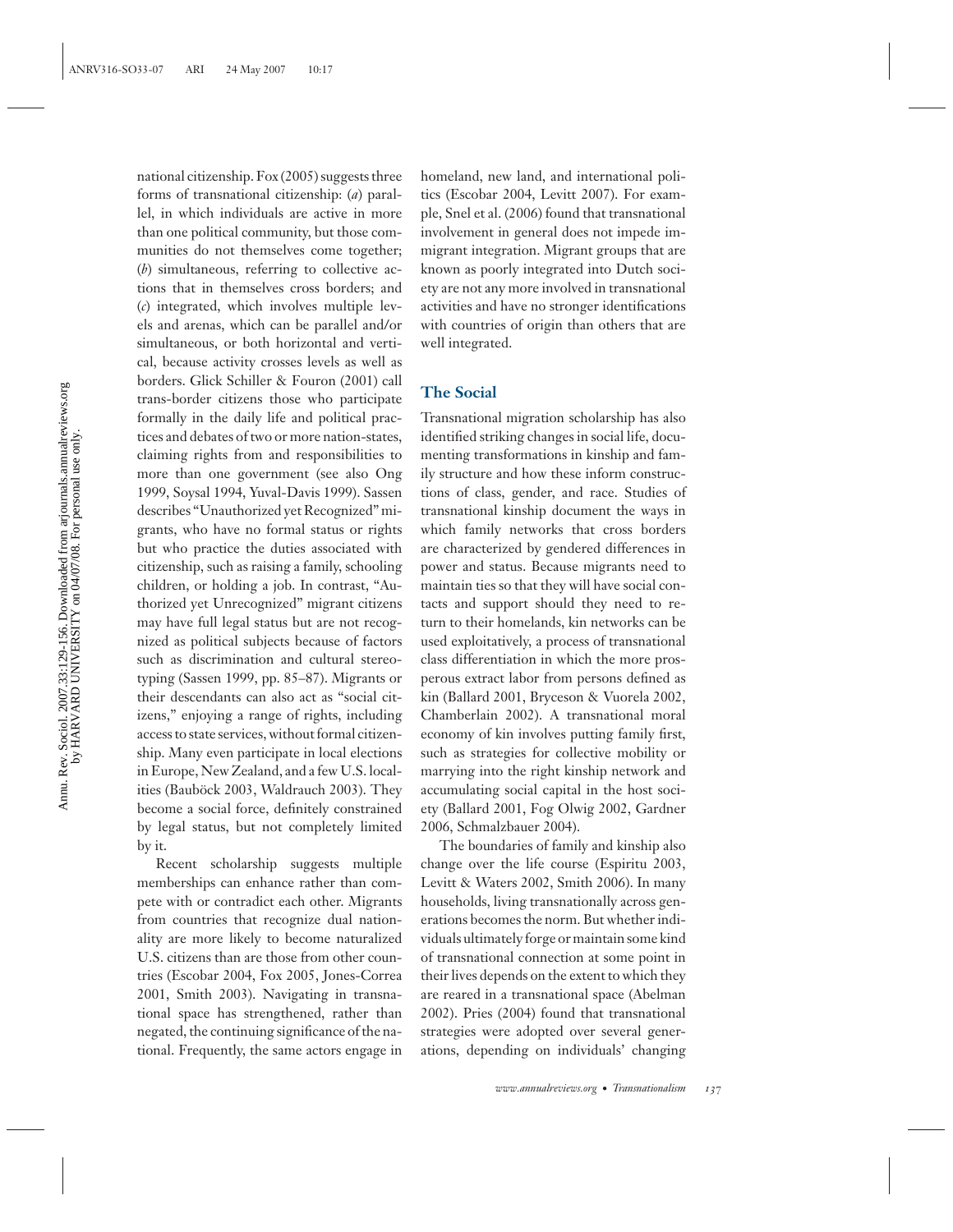national citizenship. Fox (2005) suggests three forms of transnational citizenship: (*a*) parallel, in which individuals are active in more than one political community, but those communities do not themselves come together; (*b*) simultaneous, referring to collective actions that in themselves cross borders; and (*c*) integrated, which involves multiple levels and arenas, which can be parallel and/or simultaneous, or both horizontal and vertical, because activity crosses levels as well as borders. Glick Schiller & Fouron (2001) call trans-border citizens those who participate formally in the daily life and political practices and debates of two or more nation-states, claiming rights from and responsibilities to more than one government (see also Ong 1999, Soysal 1994, Yuval-Davis 1999). Sassen describes "Unauthorized yet Recognized" migrants, who have no formal status or rights but who practice the duties associated with citizenship, such as raising a family, schooling children, or holding a job. In contrast, "Authorized yet Unrecognized" migrant citizens may have full legal status but are not recognized as political subjects because of factors such as discrimination and cultural stereotyping (Sassen 1999, pp. 85–87). Migrants or their descendants can also act as "social citizens," enjoying a range of rights, including access to state services, without formal citizenship. Many even participate in local elections in Europe, New Zealand, and a few U.S. localities (Bauböck 2003, Waldrauch 2003). They become a social force, definitely constrained by legal status, but not completely limited by it.

Recent scholarship suggests multiple memberships can enhance rather than compete with or contradict each other. Migrants from countries that recognize dual nationality are more likely to become naturalized U.S. citizens than are those from other countries (Escobar 2004, Fox 2005, Jones-Correa 2001, Smith 2003). Navigating in transnational space has strengthened, rather than negated, the continuing significance of the national. Frequently, the same actors engage in homeland, new land, and international politics (Escobar 2004, Levitt 2007). For example, Snel et al. (2006) found that transnational involvement in general does not impede immigrant integration. Migrant groups that are known as poorly integrated into Dutch society are not any more involved in transnational activities and have no stronger identifications with countries of origin than others that are well integrated.

## The Social

Transnational migration scholarship has also identified striking changes in social life, documenting transformations in kinship and family structure and how these inform constructions of class, gender, and race. Studies of transnational kinship document the ways in which family networks that cross borders are characterized by gendered differences in power and status. Because migrants need to maintain ties so that they will have social contacts and support should they need to return to their homelands, kin networks can be used exploitatively, a process of transnational class differentiation in which the more prosperous extract labor from persons defined as kin (Ballard 2001, Bryceson & Vuorela 2002, Chamberlain 2002). A transnational moral economy of kin involves putting family first, such as strategies for collective mobility or marrying into the right kinship network and accumulating social capital in the host society (Ballard 2001, Fog Olwig 2002, Gardner 2006, Schmalzbauer 2004).

The boundaries of family and kinship also change over the life course (Espiritu 2003, Levitt & Waters 2002, Smith 2006). In many households, living transnationally across generations becomes the norm. But whether individuals ultimately forge or maintain some kind of transnational connection at some point in their lives depends on the extent to which they are reared in a transnational space (Abelman 2002). Pries (2004) found that transnational strategies were adopted over several generations, depending on individuals' changing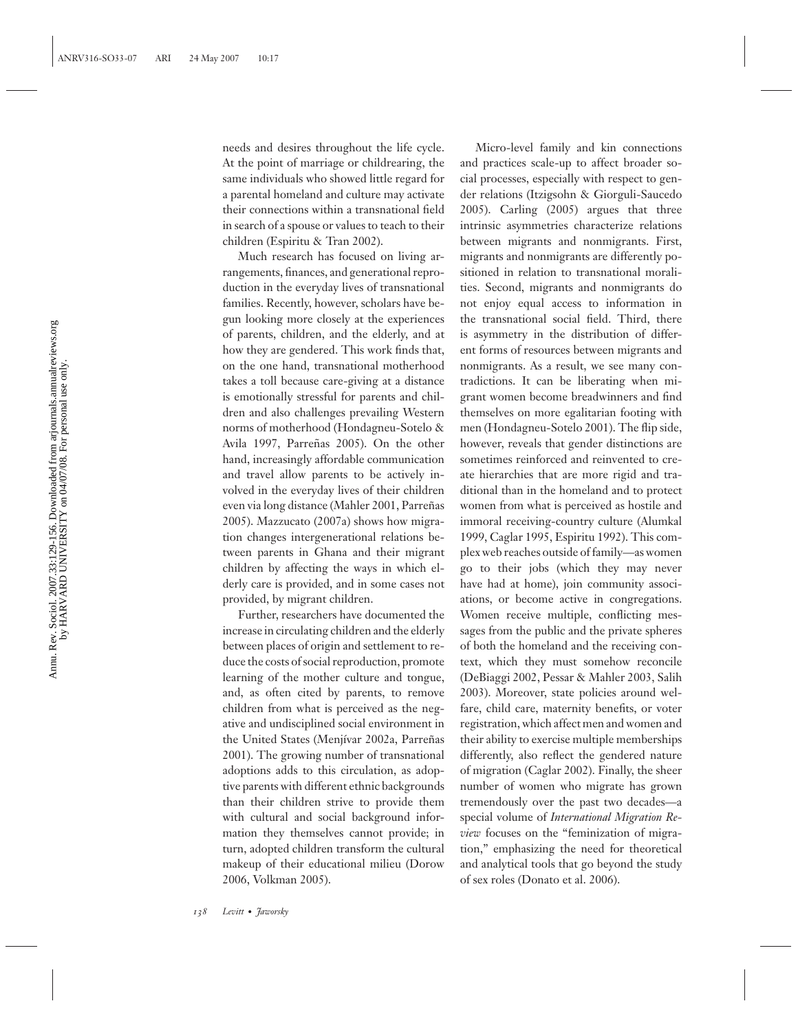needs and desires throughout the life cycle. At the point of marriage or childrearing, the same individuals who showed little regard for a parental homeland and culture may activate their connections within a transnational field in search of a spouse or values to teach to their children (Espiritu & Tran 2002).

Much research has focused on living arrangements, finances, and generational reproduction in the everyday lives of transnational families. Recently, however, scholars have begun looking more closely at the experiences of parents, children, and the elderly, and at how they are gendered. This work finds that, on the one hand, transnational motherhood takes a toll because care-giving at a distance is emotionally stressful for parents and children and also challenges prevailing Western norms of motherhood (Hondagneu-Sotelo & Avila 1997, Parreñas 2005). On the other hand, increasingly affordable communication and travel allow parents to be actively involved in the everyday lives of their children even via long distance (Mahler 2001, Parreñas 2005). Mazzucato (2007a) shows how migration changes intergenerational relations between parents in Ghana and their migrant children by affecting the ways in which elderly care is provided, and in some cases not provided, by migrant children.

Further, researchers have documented the increase in circulating children and the elderly between places of origin and settlement to reduce the costs of social reproduction, promote learning of the mother culture and tongue, and, as often cited by parents, to remove children from what is perceived as the negative and undisciplined social environment in the United States (Menjívar 2002a, Parreñas 2001). The growing number of transnational adoptions adds to this circulation, as adoptive parents with different ethnic backgrounds than their children strive to provide them with cultural and social background information they themselves cannot provide; in turn, adopted children transform the cultural makeup of their educational milieu (Dorow 2006, Volkman 2005).

Micro-level family and kin connections and practices scale-up to affect broader social processes, especially with respect to gender relations (Itzigsohn & Giorguli-Saucedo 2005). Carling (2005) argues that three intrinsic asymmetries characterize relations between migrants and nonmigrants. First, migrants and nonmigrants are differently positioned in relation to transnational moralities. Second, migrants and nonmigrants do not enjoy equal access to information in the transnational social field. Third, there is asymmetry in the distribution of different forms of resources between migrants and nonmigrants. As a result, we see many contradictions. It can be liberating when migrant women become breadwinners and find themselves on more egalitarian footing with men (Hondagneu-Sotelo 2001). The flip side, however, reveals that gender distinctions are sometimes reinforced and reinvented to create hierarchies that are more rigid and traditional than in the homeland and to protect women from what is perceived as hostile and immoral receiving-country culture (Alumkal 1999, Caglar 1995, Espiritu 1992). This complex web reaches outside of family—as women go to their jobs (which they may never have had at home), join community associations, or become active in congregations. Women receive multiple, conflicting messages from the public and the private spheres of both the homeland and the receiving context, which they must somehow reconcile (DeBiaggi 2002, Pessar & Mahler 2003, Salih 2003). Moreover, state policies around welfare, child care, maternity benefits, or voter registration, which affect men and women and their ability to exercise multiple memberships differently, also reflect the gendered nature of migration (Caglar 2002). Finally, the sheer number of women who migrate has grown tremendously over the past two decades—a special volume of *International Migration Review* focuses on the "feminization of migration," emphasizing the need for theoretical and analytical tools that go beyond the study of sex roles (Donato et al. 2006).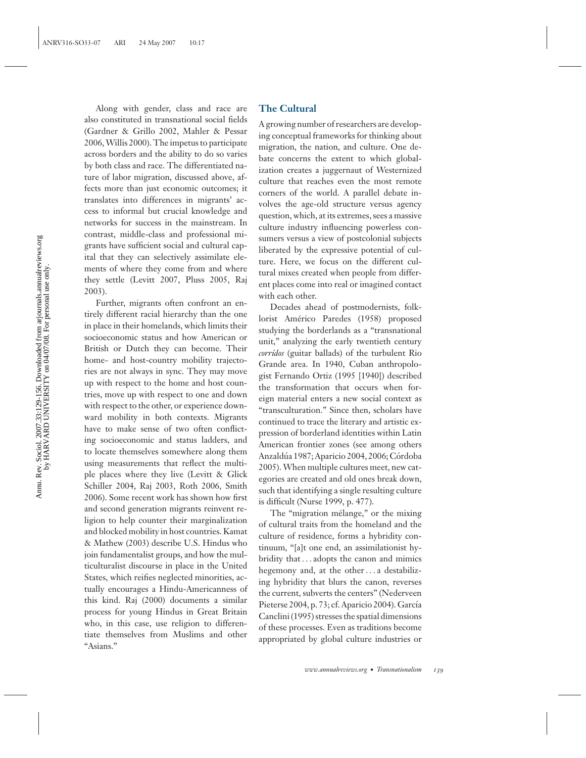Along with gender, class and race are also constituted in transnational social fields (Gardner & Grillo 2002, Mahler & Pessar 2006, Willis 2000). The impetus to participate across borders and the ability to do so varies by both class and race. The differentiated nature of labor migration, discussed above, affects more than just economic outcomes; it translates into differences in migrants' access to informal but crucial knowledge and networks for success in the mainstream. In contrast, middle-class and professional migrants have sufficient social and cultural capital that they can selectively assimilate elements of where they come from and where they settle (Levitt 2007, Pluss 2005, Raj 2003).

Further, migrants often confront an entirely different racial hierarchy than the one in place in their homelands, which limits their socioeconomic status and how American or British or Dutch they can become. Their home- and host-country mobility trajectories are not always in sync. They may move up with respect to the home and host countries, move up with respect to one and down with respect to the other, or experience downward mobility in both contexts. Migrants have to make sense of two often conflicting socioeconomic and status ladders, and to locate themselves somewhere along them using measurements that reflect the multiple places where they live (Levitt & Glick Schiller 2004, Raj 2003, Roth 2006, Smith 2006). Some recent work has shown how first and second generation migrants reinvent religion to help counter their marginalization and blocked mobility in host countries. Kamat & Mathew (2003) describe U.S. Hindus who join fundamentalist groups, and how the multiculturalist discourse in place in the United States, which reifies neglected minorities, actually encourages a Hindu-Americanness of this kind. Raj (2000) documents a similar process for young Hindus in Great Britain who, in this case, use religion to differentiate themselves from Muslims and other "Asians."

## The Cultural

A growing number of researchers are developing conceptual frameworks for thinking about migration, the nation, and culture. One debate concerns the extent to which globalization creates a juggernaut of Westernized culture that reaches even the most remote corners of the world. A parallel debate involves the age-old structure versus agency question, which, at its extremes, sees a massive culture industry influencing powerless consumers versus a view of postcolonial subjects liberated by the expressive potential of culture. Here, we focus on the different cultural mixes created when people from different places come into real or imagined contact with each other.

Decades ahead of postmodernists, folklorist Américo Paredes (1958) proposed studying the borderlands as a "transnational unit," analyzing the early twentieth century *corrídos* (guitar ballads) of the turbulent Rio Grande area. In 1940, Cuban anthropologist Fernando Ortiz (1995 [1940]) described the transformation that occurs when foreign material enters a new social context as "transculturation." Since then, scholars have continued to trace the literary and artistic expression of borderland identities within Latin American frontier zones (see among others Anzaldúa 1987; Aparicio 2004, 2006; Córdoba 2005). When multiple cultures meet, new categories are created and old ones break down, such that identifying a single resulting culture is difficult (Nurse 1999, p. 477).

The "migration mélange," or the mixing of cultural traits from the homeland and the culture of residence, forms a hybridity continuum, "[a]t one end, an assimilationist hybridity that . . . adopts the canon and mimics hegemony and, at the other . . . a destabilizing hybridity that blurs the canon, reverses the current, subverts the centers" (Nederveen Pieterse 2004, p. 73; cf. Aparicio 2004). García Canclini (1995) stresses the spatial dimensions of these processes. Even as traditions become appropriated by global culture industries or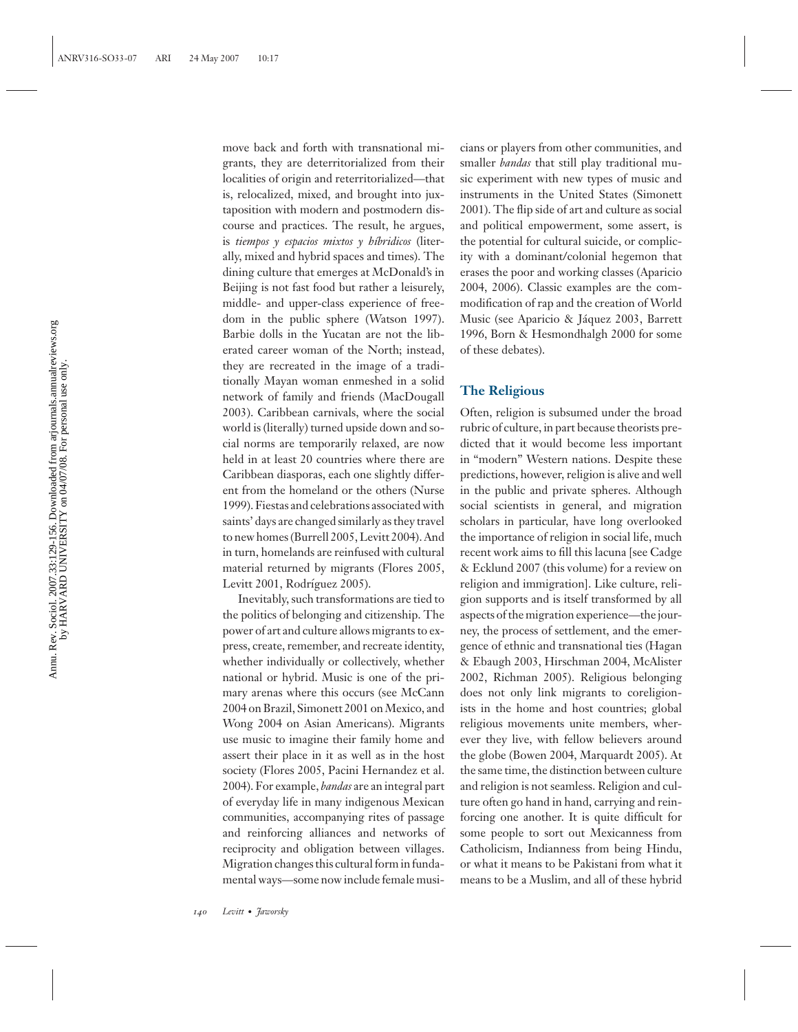move back and forth with transnational migrants, they are deterritorialized from their localities of origin and reterritorialized—that is, relocalized, mixed, and brought into juxtaposition with modern and postmodern discourse and practices. The result, he argues, is *tiempos y espacios mixtos y híbridicos* (literally, mixed and hybrid spaces and times). The dining culture that emerges at McDonald's in Beijing is not fast food but rather a leisurely, middle- and upper-class experience of freedom in the public sphere (Watson 1997). Barbie dolls in the Yucatan are not the liberated career woman of the North; instead, they are recreated in the image of a traditionally Mayan woman enmeshed in a solid network of family and friends (MacDougall 2003). Caribbean carnivals, where the social world is (literally) turned upside down and social norms are temporarily relaxed, are now held in at least 20 countries where there are Caribbean diasporas, each one slightly different from the homeland or the others (Nurse 1999). Fiestas and celebrations associated with saints' days are changed similarly as they travel to new homes (Burrell 2005, Levitt 2004). And in turn, homelands are reinfused with cultural material returned by migrants (Flores 2005, Levitt 2001, Rodríguez 2005).

Inevitably, such transformations are tied to the politics of belonging and citizenship. The power of art and culture allows migrants to express, create, remember, and recreate identity, whether individually or collectively, whether national or hybrid. Music is one of the primary arenas where this occurs (see McCann 2004 on Brazil, Simonett 2001 on Mexico, and Wong 2004 on Asian Americans). Migrants use music to imagine their family home and assert their place in it as well as in the host society (Flores 2005, Pacini Hernandez et al. 2004). For example, *bandas* are an integral part of everyday life in many indigenous Mexican communities, accompanying rites of passage and reinforcing alliances and networks of reciprocity and obligation between villages. Migration changes this cultural form in fundamental ways—some now include female musicians or players from other communities, and smaller *bandas* that still play traditional music experiment with new types of music and instruments in the United States (Simonett 2001). The flip side of art and culture as social and political empowerment, some assert, is the potential for cultural suicide, or complicity with a dominant/colonial hegemon that erases the poor and working classes (Aparicio 2004, 2006). Classic examples are the commodification of rap and the creation of World Music (see Aparicio & Jáquez 2003, Barrett 1996, Born & Hesmondhalgh 2000 for some of these debates).

## The Religious

Often, religion is subsumed under the broad rubric of culture, in part because theorists predicted that it would become less important in "modern" Western nations. Despite these predictions, however, religion is alive and well in the public and private spheres. Although social scientists in general, and migration scholars in particular, have long overlooked the importance of religion in social life, much recent work aims to fill this lacuna [see Cadge & Ecklund 2007 (this volume) for a review on religion and immigration]. Like culture, religion supports and is itself transformed by all aspects of the migration experience—the journey, the process of settlement, and the emergence of ethnic and transnational ties (Hagan & Ebaugh 2003, Hirschman 2004, McAlister 2002, Richman 2005). Religious belonging does not only link migrants to coreligionists in the home and host countries; global religious movements unite members, wherever they live, with fellow believers around the globe (Bowen 2004, Marquardt 2005). At the same time, the distinction between culture and religion is not seamless. Religion and culture often go hand in hand, carrying and reinforcing one another. It is quite difficult for some people to sort out Mexicanness from Catholicism, Indianness from being Hindu, or what it means to be Pakistani from what it means to be a Muslim, and all of these hybrid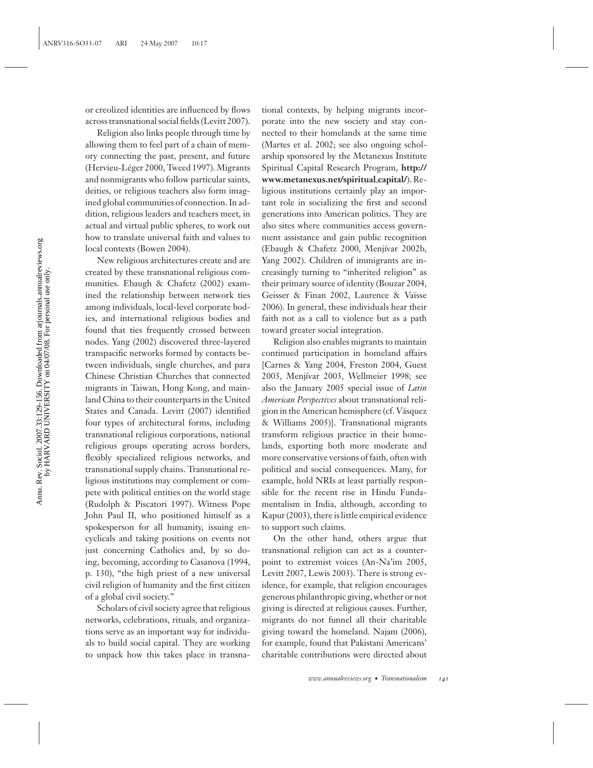or creolized identities are influenced by flows across transnational social fields (Levitt 2007).

Religion also links people through time by allowing them to feel part of a chain of memory connecting the past, present, and future (Hervieu-Léger 2000, Tweed 1997). Migrants and nonmigrants who follow particular saints, deities, or religious teachers also form imagined global communities of connection. In addition, religious leaders and teachers meet, in actual and virtual public spheres, to work out how to translate universal faith and values to local contexts (Bowen 2004).

New religious architectures create and are created by these transnational religious communities. Ebaugh & Chafetz (2002) examined the relationship between network ties among individuals, local-level corporate bodies, and international religious bodies and found that ties frequently crossed between nodes. Yang (2002) discovered three-layered transpacific networks formed by contacts between individuals, single churches, and para Chinese Christian Churches that connected migrants in Taiwan, Hong Kong, and mainland China to their counterparts in the United States and Canada. Levitt (2007) identified four types of architectural forms, including transnational religious corporations, national religious groups operating across borders, flexibly specialized religious networks, and transnational supply chains. Transnational religious institutions may complement or compete with political entities on the world stage (Rudolph & Piscatori 1997). Witness Pope John Paul II, who positioned himself as a spokesperson for all humanity, issuing encyclicals and taking positions on events not just concerning Catholics and, by so doing, becoming, according to Casanova (1994, p. 130), "the high priest of a new universal civil religion of humanity and the first citizen of a global civil society."

Scholars of civil society agree that religious networks, celebrations, rituals, and organizations serve as an important way for individuals to build social capital. They are working to unpack how this takes place in transnational contexts, by helping migrants incorporate into the new society and stay connected to their homelands at the same time (Martes et al. 2002; see also ongoing scholarship sponsored by the Metanexus Institute Spiritual Capital Research Program, **http://www.metanexus.net/spiritual_capital/**). Religious institutions certainly play an important role in socializing the first and second generations into American politics. They are also sites where communities access government assistance and gain public recognition (Ebaugh & Chafetz 2000, Menjívar 2002b, Yang 2002). Children of immigrants are increasingly turning to "inherited religion" as their primary source of identity (Bouzar 2004, Geisser & Finan 2002, Laurence & Vaïsse 2006). In general, these individuals hear their faith not as a call to violence but as a path toward greater social integration.

Religion also enables migrants to maintain continued participation in homeland affairs [Carnes & Yang 2004, Freston 2004, Guest 2003, Menjívar 2003, Wellmeier 1998; see also the January 2005 special issue of *Latin American Perspectives* about transnational religion in the American hemisphere (cf. Vásquez & Williams 2005)]. Transnational migrants transform religious practice in their homelands, exporting both more moderate and more conservative versions of faith, often with political and social consequences. Many, for example, hold NRIs at least partially responsible for the recent rise in Hindu Fundamentalism in India, although, according to Kapur (2003), there is little empirical evidence to support such claims.

On the other hand, others argue that transnational religion can act as a counterpoint to extremist voices (An-Na'im 2005, Levitt 2007, Lewis 2003). There is strong evidence, for example, that religion encourages generous philanthropic giving, whether or not giving is directed at religious causes. Further, migrants do not funnel all their charitable giving toward the homeland. Najam (2006), for example, found that Pakistani Americans' charitable contributions were directed about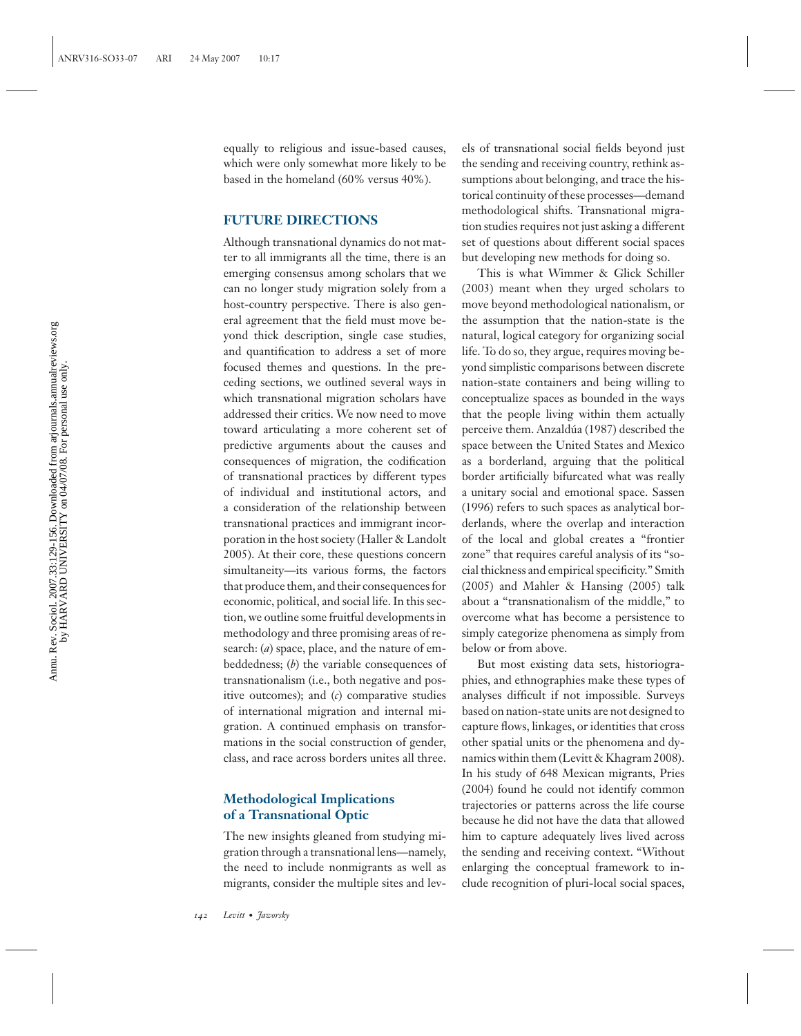equally to religious and issue-based causes, which were only somewhat more likely to be based in the homeland (60% versus 40%).

## FUTURE DIRECTIONS

Although transnational dynamics do not matter to all immigrants all the time, there is an emerging consensus among scholars that we can no longer study migration solely from a host-country perspective. There is also general agreement that the field must move beyond thick description, single case studies, and quantification to address a set of more focused themes and questions. In the preceding sections, we outlined several ways in which transnational migration scholars have addressed their critics. We now need to move toward articulating a more coherent set of predictive arguments about the causes and consequences of migration, the codification of transnational practices by different types of individual and institutional actors, and a consideration of the relationship between transnational practices and immigrant incorporation in the host society (Haller & Landolt 2005). At their core, these questions concern simultaneity—its various forms, the factors that produce them, and their consequences for economic, political, and social life. In this section, we outline some fruitful developments in methodology and three promising areas of research: (*a*) space, place, and the nature of embeddedness; (*b*) the variable consequences of transnationalism (i.e., both negative and positive outcomes); and (*c*) comparative studies of international migration and internal migration. A continued emphasis on transformations in the social construction of gender, class, and race across borders unites all three.

### Methodological Implications of a Transnational Optic

The new insights gleaned from studying migration through a transnational lens—namely, the need to include nonmigrants as well as migrants, consider the multiple sites and levels of transnational social fields beyond just the sending and receiving country, rethink assumptions about belonging, and trace the historical continuity of these processes—demand methodological shifts. Transnational migration studies requires not just asking a different set of questions about different social spaces but developing new methods for doing so.

This is what Wimmer & Glick Schiller (2003) meant when they urged scholars to move beyond methodological nationalism, or the assumption that the nation-state is the natural, logical category for organizing social life. To do so, they argue, requires moving beyond simplistic comparisons between discrete nation-state containers and being willing to conceptualize spaces as bounded in the ways that the people living within them actually perceive them. Anzaldúa (1987) described the space between the United States and Mexico as a borderland, arguing that the political border artificially bifurcated what was really a unitary social and emotional space. Sassen (1996) refers to such spaces as analytical borderlands, where the overlap and interaction of the local and global creates a "frontier zone" that requires careful analysis of its "social thickness and empirical specificity." Smith (2005) and Mahler & Hansing (2005) talk about a "transnationalism of the middle," to overcome what has become a persistence to simply categorize phenomena as simply from below or from above.

But most existing data sets, historiographies, and ethnographies make these types of analyses difficult if not impossible. Surveys based on nation-state units are not designed to capture flows, linkages, or identities that cross other spatial units or the phenomena and dynamics within them (Levitt & Khagram 2008). In his study of 648 Mexican migrants, Pries (2004) found he could not identify common trajectories or patterns across the life course because he did not have the data that allowed him to capture adequately lives lived across the sending and receiving context. "Without enlarging the conceptual framework to include recognition of pluri-local social spaces,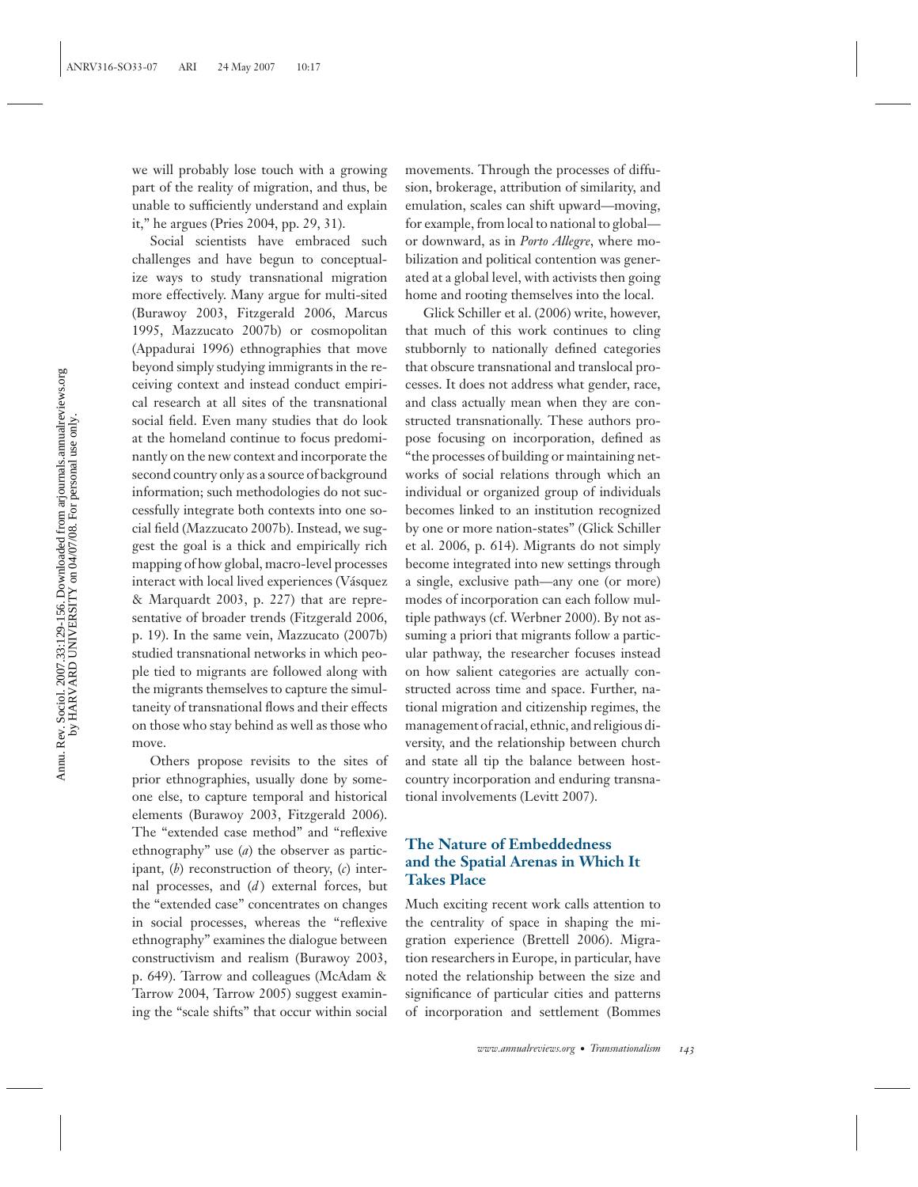we will probably lose touch with a growing part of the reality of migration, and thus, be unable to sufficiently understand and explain it," he argues (Pries 2004, pp. 29, 31).

Social scientists have embraced such challenges and have begun to conceptualize ways to study transnational migration more effectively. Many argue for multi-sited (Burawoy 2003, Fitzgerald 2006, Marcus 1995, Mazzucato 2007b) or cosmopolitan (Appadurai 1996) ethnographies that move beyond simply studying immigrants in the receiving context and instead conduct empirical research at all sites of the transnational social field. Even many studies that do look at the homeland continue to focus predominantly on the new context and incorporate the second country only as a source of background information; such methodologies do not successfully integrate both contexts into one social field (Mazzucato 2007b). Instead, we suggest the goal is a thick and empirically rich mapping of how global, macro-level processes interact with local lived experiences (Vásquez & Marquardt 2003, p. 227) that are representative of broader trends (Fitzgerald 2006, p. 19). In the same vein, Mazzucato (2007b) studied transnational networks in which people tied to migrants are followed along with the migrants themselves to capture the simultaneity of transnational flows and their effects on those who stay behind as well as those who move.

Others propose revisits to the sites of prior ethnographies, usually done by someone else, to capture temporal and historical elements (Burawoy 2003, Fitzgerald 2006). The "extended case method" and "reflexive ethnography" use (*a*) the observer as participant, (*b*) reconstruction of theory, (*c*) internal processes, and (*d*) external forces, but the "extended case" concentrates on changes in social processes, whereas the "reflexive ethnography" examines the dialogue between constructivism and realism (Burawoy 2003, p. 649). Tarrow and colleagues (McAdam & Tarrow 2004, Tarrow 2005) suggest examining the "scale shifts" that occur within social movements. Through the processes of diffusion, brokerage, attribution of similarity, and emulation, scales can shift upward—moving, for example, from local to national to global—or downward, as in *Porto Allegre*, where mobilization and political contention was generated at a global level, with activists then going home and rooting themselves into the local.

Glick Schiller et al. (2006) write, however, that much of this work continues to cling stubbornly to nationally defined categories that obscure transnational and translocal processes. It does not address what gender, race, and class actually mean when they are constructed transnationally. These authors propose focusing on incorporation, defined as "the processes of building or maintaining networks of social relations through which an individual or organized group of individuals becomes linked to an institution recognized by one or more nation-states" (Glick Schiller et al. 2006, p. 614). Migrants do not simply become integrated into new settings through a single, exclusive path—any one (or more) modes of incorporation can each follow multiple pathways (cf. Werbner 2000). By not assuming a priori that migrants follow a particular pathway, the researcher focuses instead on how salient categories are actually constructed across time and space. Further, national migration and citizenship regimes, the management of racial, ethnic, and religious diversity, and the relationship between church and state all tip the balance between host-country incorporation and enduring transnational involvements (Levitt 2007).

## The Nature of Embeddedness and the Spatial Arenas in Which It Takes Place

Much exciting recent work calls attention to the centrality of space in shaping the migration experience (Brettell 2006). Migration researchers in Europe, in particular, have noted the relationship between the size and significance of particular cities and patterns of incorporation and settlement (Bommes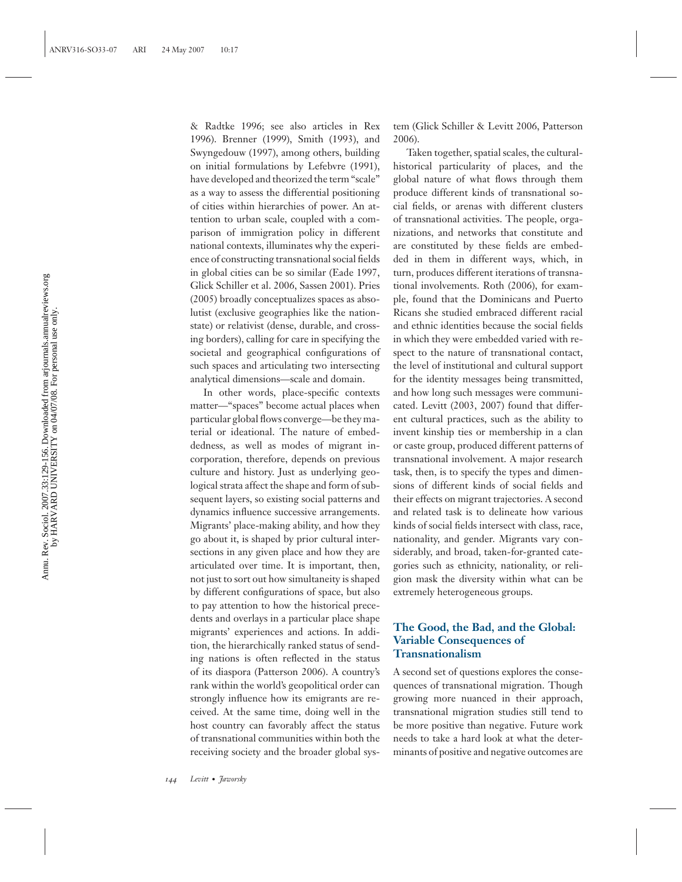& Radtke 1996; see also articles in Rex 1996). Brenner (1999), Smith (1993), and Swyngedouw (1997), among others, building on initial formulations by Lefebvre (1991), have developed and theorized the term "scale" as a way to assess the differential positioning of cities within hierarchies of power. An attention to urban scale, coupled with a comparison of immigration policy in different national contexts, illuminates why the experience of constructing transnational social fields in global cities can be so similar (Eade 1997, Glick Schiller et al. 2006, Sassen 2001). Pries (2005) broadly conceptualizes spaces as absolutist (exclusive geographies like the nation-state) or relativist (dense, durable, and crossing borders), calling for care in specifying the societal and geographical configurations of such spaces and articulating two intersecting analytical dimensions—scale and domain.

In other words, place-specific contexts matter—"spaces" become actual places when particular global flows converge—be they material or ideational. The nature of embeddedness, as well as modes of migrant incorporation, therefore, depends on previous culture and history. Just as underlying geological strata affect the shape and form of subsequent layers, so existing social patterns and dynamics influence successive arrangements. Migrants' place-making ability, and how they go about it, is shaped by prior cultural intersections in any given place and how they are articulated over time. It is important, then, not just to sort out how simultaneity is shaped by different configurations of space, but also to pay attention to how the historical precedents and overlays in a particular place shape migrants' experiences and actions. In addition, the hierarchically ranked status of sending nations is often reflected in the status of its diaspora (Patterson 2006). A country's rank within the world's geopolitical order can strongly influence how its emigrants are received. At the same time, doing well in the host country can favorably affect the status of transnational communities within both the receiving society and the broader global system (Glick Schiller & Levitt 2006, Patterson 2006).

Taken together, spatial scales, the cultural-historical particularity of places, and the global nature of what flows through them produce different kinds of transnational social fields, or arenas with different clusters of transnational activities. The people, organizations, and networks that constitute and are constituted by these fields are embedded in them in different ways, which, in turn, produces different iterations of transnational involvements. Roth (2006), for example, found that the Dominicans and Puerto Ricans she studied embraced different racial and ethnic identities because the social fields in which they were embedded varied with respect to the nature of transnational contact, the level of institutional and cultural support for the identity messages being transmitted, and how long such messages were communicated. Levitt (2003, 2007) found that different cultural practices, such as the ability to invent kinship ties or membership in a clan or caste group, produced different patterns of transnational involvement. A major research task, then, is to specify the types and dimensions of different kinds of social fields and their effects on migrant trajectories. A second and related task is to delineate how various kinds of social fields intersect with class, race, nationality, and gender. Migrants vary considerably, and broad, taken-for-granted categories such as ethnicity, nationality, or religion mask the diversity within what can be extremely heterogeneous groups.

## The Good, the Bad, and the Global: Variable Consequences of Transnationalism

A second set of questions explores the consequences of transnational migration. Though growing more nuanced in their approach, transnational migration studies still tend to be more positive than negative. Future work needs to take a hard look at what the determinants of positive and negative outcomes are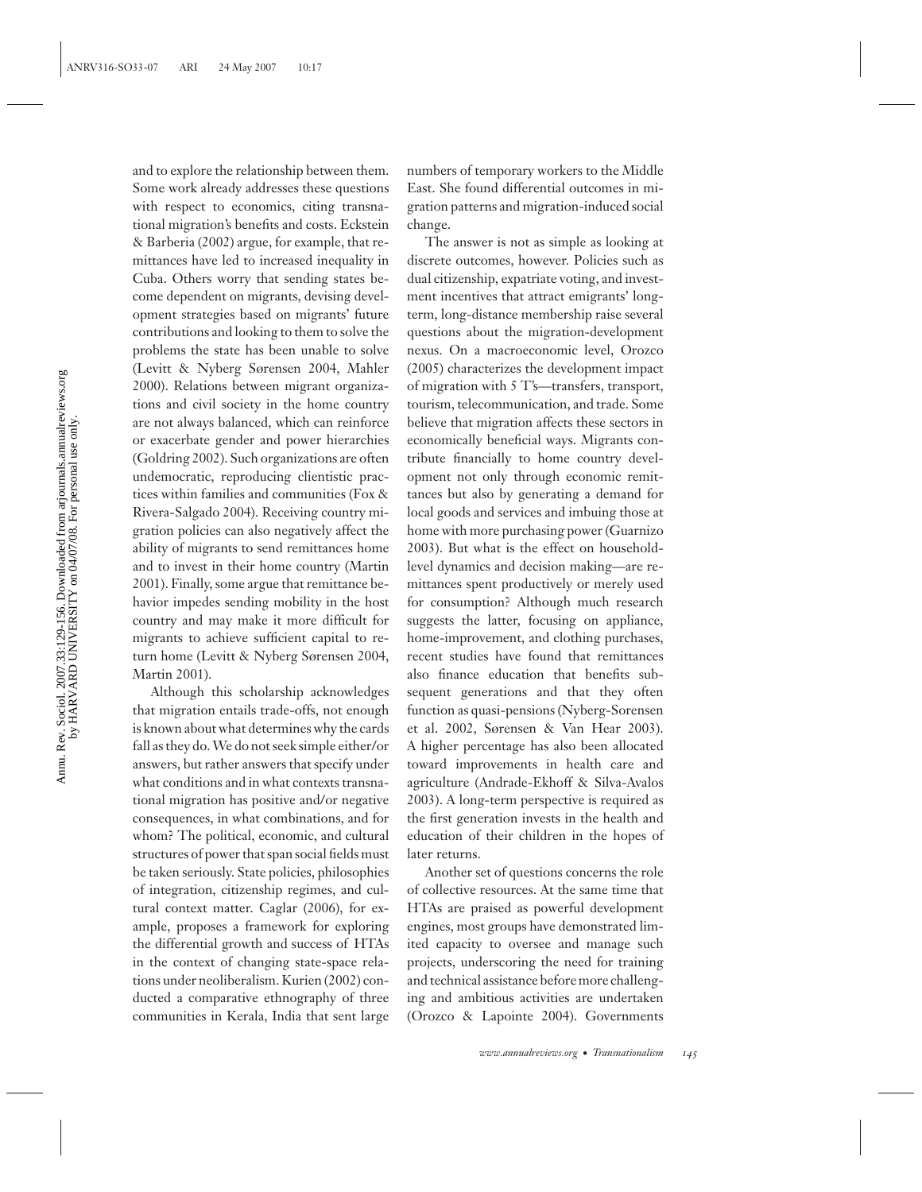and to explore the relationship between them. Some work already addresses these questions with respect to economics, citing transnational migration's benefits and costs. Eckstein & Barberia (2002) argue, for example, that remittances have led to increased inequality in Cuba. Others worry that sending states become dependent on migrants, devising development strategies based on migrants' future contributions and looking to them to solve the problems the state has been unable to solve (Levitt & Nyberg Sørensen 2004, Mahler 2000). Relations between migrant organizations and civil society in the home country are not always balanced, which can reinforce or exacerbate gender and power hierarchies (Goldring 2002). Such organizations are often undemocratic, reproducing clientistic practices within families and communities (Fox & Rivera-Salgado 2004). Receiving country migration policies can also negatively affect the ability of migrants to send remittances home and to invest in their home country (Martin 2001). Finally, some argue that remittance behavior impedes sending mobility in the host country and may make it more difficult for migrants to achieve sufficient capital to return home (Levitt & Nyberg Sørensen 2004, Martin 2001).

Although this scholarship acknowledges that migration entails trade-offs, not enough is known about what determines why the cards fall as they do. We do not seek simple either/or answers, but rather answers that specify under what conditions and in what contexts transnational migration has positive and/or negative consequences, in what combinations, and for whom? The political, economic, and cultural structures of power that span social fields must be taken seriously. State policies, philosophies of integration, citizenship regimes, and cultural context matter. Caglar (2006), for example, proposes a framework for exploring the differential growth and success of HTAs in the context of changing state-space relations under neoliberalism. Kurien (2002) conducted a comparative ethnography of three communities in Kerala, India that sent large numbers of temporary workers to the Middle East. She found differential outcomes in migration patterns and migration-induced social change.

The answer is not as simple as looking at discrete outcomes, however. Policies such as dual citizenship, expatriate voting, and investment incentives that attract emigrants' long-term, long-distance membership raise several questions about the migration-development nexus. On a macroeconomic level, Orozco (2005) characterizes the development impact of migration with 5 T's—transfers, transport, tourism, telecommunication, and trade. Some believe that migration affects these sectors in economically beneficial ways. Migrants contribute financially to home country development not only through economic remittances but also by generating a demand for local goods and services and imbuing those at home with more purchasing power (Guarnizo 2003). But what is the effect on household-level dynamics and decision making—are remittances spent productively or merely used for consumption? Although much research suggests the latter, focusing on appliance, home-improvement, and clothing purchases, recent studies have found that remittances also finance education that benefits subsequent generations and that they often function as quasi-pensions (Nyberg-Sorensen et al. 2002, Sørensen & Van Hear 2003). A higher percentage has also been allocated toward improvements in health care and agriculture (Andrade-Ekhoff & Silva-Avalos 2003). A long-term perspective is required as the first generation invests in the health and education of their children in the hopes of later returns.

Another set of questions concerns the role of collective resources. At the same time that HTAs are praised as powerful development engines, most groups have demonstrated limited capacity to oversee and manage such projects, underscoring the need for training and technical assistance before more challenging and ambitious activities are undertaken (Orozco & Lapointe 2004). Governments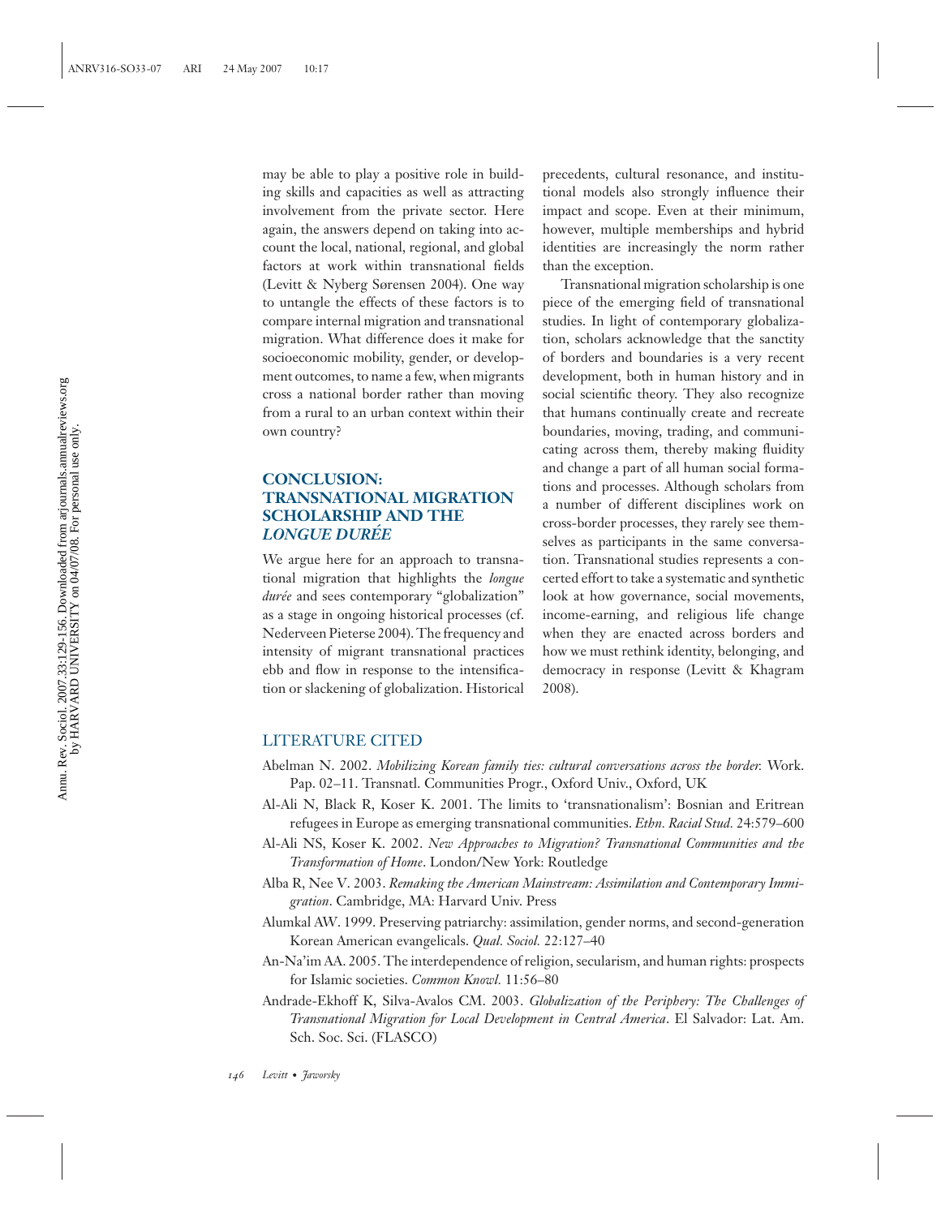may be able to play a positive role in building skills and capacities as well as attracting involvement from the private sector. Here again, the answers depend on taking into account the local, national, regional, and global factors at work within transnational fields (Levitt & Nyberg Sørensen 2004). One way to untangle the effects of these factors is to compare internal migration and transnational migration. What difference does it make for socioeconomic mobility, gender, or development outcomes, to name a few, when migrants cross a national border rather than moving from a rural to an urban context within their own country?

## CONCLUSION: TRANSNATIONAL MIGRATION SCHOLARSHIP AND THE *LONGUE DURÉE*

We argue here for an approach to transnational migration that highlights the *longue durée* and sees contemporary "globalization" as a stage in ongoing historical processes (cf. Nederveen Pieterse 2004). The frequency and intensity of migrant transnational practices ebb and flow in response to the intensification or slackening of globalization. Historical precedents, cultural resonance, and institutional models also strongly influence their impact and scope. Even at their minimum, however, multiple memberships and hybrid identities are increasingly the norm rather than the exception.

Transnational migration scholarship is one piece of the emerging field of transnational studies. In light of contemporary globalization, scholars acknowledge that the sanctity of borders and boundaries is a very recent development, both in human history and in social scientific theory. They also recognize that humans continually create and recreate boundaries, moving, trading, and communicating across them, thereby making fluidity and change a part of all human social formations and processes. Although scholars from a number of different disciplines work on cross-border processes, they rarely see themselves as participants in the same conversation. Transnational studies represents a concerted effort to take a systematic and synthetic look at how governance, social movements, income-earning, and religious life change when they are enacted across borders and how we must rethink identity, belonging, and democracy in response (Levitt & Khagram 2008).

## LITERATURE CITED

Abelman N. 2002. *Mobilizing Korean family ties: cultural conversations across the border.* Work. Pap. 02–11. Transnatl. Communities Progr., Oxford Univ., Oxford, UK

Al-Ali N, Black R, Koser K. 2001. The limits to 'transnationalism': Bosnian and Eritrean refugees in Europe as emerging transnational communities. *Ethn. Racial Stud.* 24:579–600

Al-Ali NS, Koser K. 2002. *New Approaches to Migration? Transnational Communities and the Transformation of Home*. London/New York: Routledge

Alba R, Nee V. 2003. *Remaking the American Mainstream: Assimilation and Contemporary Immigration*. Cambridge, MA: Harvard Univ. Press

Alumkal AW. 1999. Preserving patriarchy: assimilation, gender norms, and second-generation Korean American evangelicals. *Qual. Sociol.* 22:127–40

An-Na'im AA. 2005. The interdependence of religion, secularism, and human rights: prospects for Islamic societies. *Common Knowl.* 11:56–80

Andrade-Ekhoff K, Silva-Avalos CM. 2003. *Globalization of the Periphery: The Challenges of Transnational Migration for Local Development in Central America*. El Salvador: Lat. Am. Sch. Soc. Sci. (FLASCO)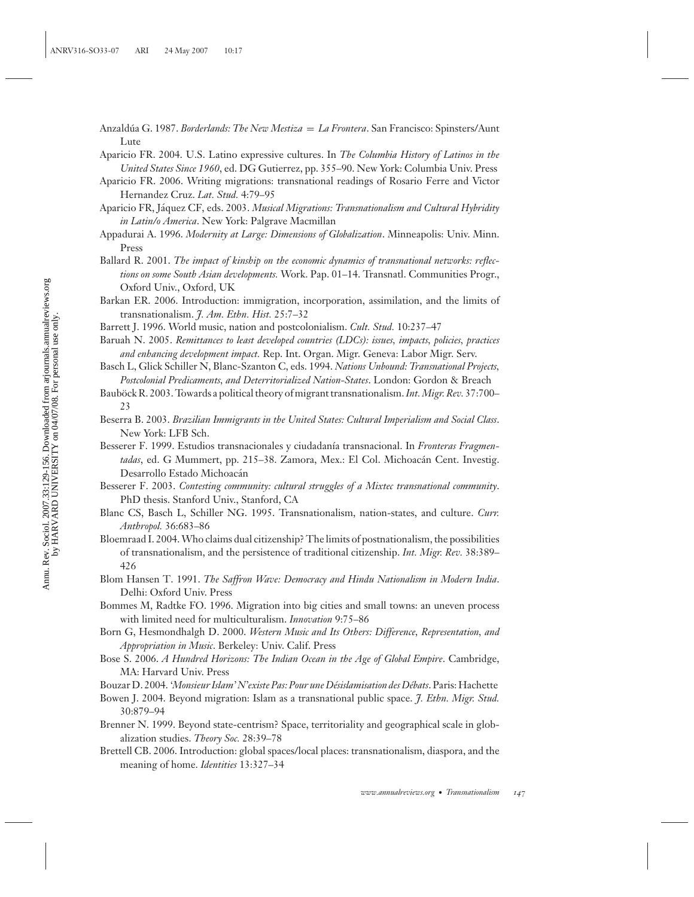Anzaldúa G. 1987. *Borderlands: The New Mestiza = La Frontera*. San Francisco: Spinsters/Aunt Lute

Aparicio FR. 2004. U.S. Latino expressive cultures. In *The Columbia History of Latinos in the United States Since 1960*, ed. DG Gutierrez, pp. 355–90. New York: Columbia Univ. Press

Aparicio FR. 2006. Writing migrations: transnational readings of Rosario Ferre and Victor Hernandez Cruz. *Lat. Stud.* 4:79–95

Aparicio FR, Jáquez CF, eds. 2003. *Musical Migrations: Transnationalism and Cultural Hybridity in Latin/o America*. New York: Palgrave Macmillan

Appadurai A. 1996. *Modernity at Large: Dimensions of Globalization*. Minneapolis: Univ. Minn. Press

Ballard R. 2001. *The impact of kinship on the economic dynamics of transnational networks: reflections on some South Asian developments.* Work. Pap. 01–14. Transnatl. Communities Progr., Oxford Univ., Oxford, UK

Barkan ER. 2006. Introduction: immigration, incorporation, assimilation, and the limits of transnationalism. *J. Am. Ethn. Hist.* 25:7–32

Barrett J. 1996. World music, nation and postcolonialism. *Cult. Stud.* 10:237–47

Baruah N. 2005. *Remittances to least developed countries (LDCs): issues, impacts, policies, practices and enhancing development impact.* Rep. Int. Organ. Migr. Geneva: Labor Migr. Serv.

Basch L, Glick Schiller N, Blanc-Szanton C, eds. 1994. *Nations Unbound: Transnational Projects, Postcolonial Predicaments, and Deterritorialized Nation-States*. London: Gordon & Breach

Bauböck R. 2003. Towards a political theory of migrant transnationalism. *Int. Migr. Rev.* 37:700–23

Beserra B. 2003. *Brazilian Immigrants in the United States: Cultural Imperialism and Social Class*. New York: LFB Sch.

Besserer F. 1999. Estudios transnacionales y ciudadanía transnacional. In *Fronteras Fragmentadas*, ed. G Mummert, pp. 215–38. Zamora, Mex.: El Col. Michoacán Cent. Investig. Desarrollo Estado Michoacán

Besserer F. 2003. *Contesting community: cultural struggles of a Mixtec transnational community*. PhD thesis. Stanford Univ., Stanford, CA

Blanc CS, Basch L, Schiller NG. 1995. Transnationalism, nation-states, and culture. *Curr. Anthropol.* 36:683–86

Bloemraad I. 2004. Who claims dual citizenship? The limits of postnationalism, the possibilities of transnationalism, and the persistence of traditional citizenship. *Int. Migr. Rev.* 38:389–426

Blom Hansen T. 1991. *The Saffron Wave: Democracy and Hindu Nationalism in Modern India*. Delhi: Oxford Univ. Press

Bommes M, Radtke FO. 1996. Migration into big cities and small towns: an uneven process with limited need for multiculturalism. *Innovation* 9:75–86

Born G, Hesmondhalgh D. 2000. *Western Music and Its Others: Difference, Representation, and Appropriation in Music*. Berkeley: Univ. Calif. Press

Bose S. 2006. *A Hundred Horizons: The Indian Ocean in the Age of Global Empire*. Cambridge, MA: Harvard Univ. Press

Bouzar D. 2004. *'Monsieur Islam' N'existe Pas: Pour une Désislamisation des Débats*. Paris: Hachette

Bowen J. 2004. Beyond migration: Islam as a transnational public space. *J. Ethn. Migr. Stud.* 30:879–94

Brenner N. 1999. Beyond state-centrism? Space, territoriality and geographical scale in globalization studies. *Theory Soc.* 28:39–78

Brettell CB. 2006. Introduction: global spaces/local places: transnationalism, diaspora, and the meaning of home. *Identities* 13:327–34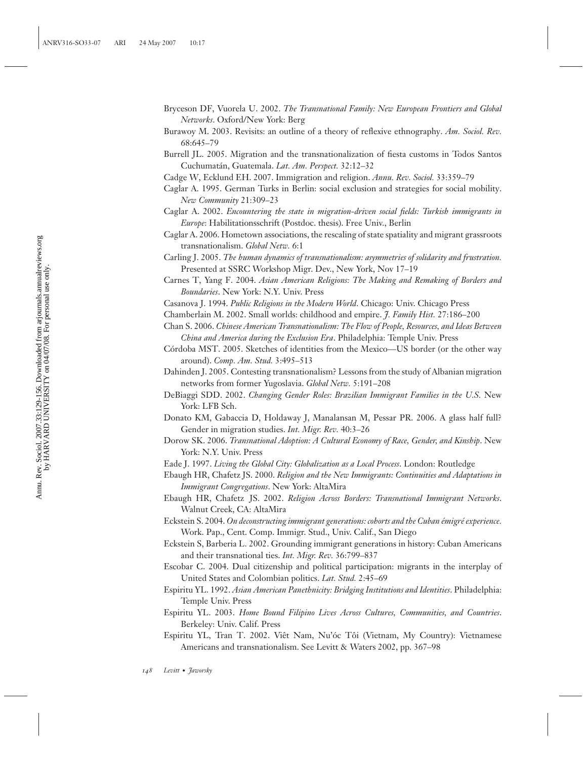Bryceson DF, Vuorela U. 2002. *The Transnational Family: New European Frontiers and Global Networks*. Oxford/New York: Berg

Burawoy M. 2003. Revisits: an outline of a theory of reflexive ethnography. *Am. Sociol. Rev.* 68:645–79

Burrell JL. 2005. Migration and the transnationalization of fiesta customs in Todos Santos Cuchumatán, Guatemala. *Lat. Am. Perspect.* 32:12–32

Cadge W, Ecklund EH. 2007. Immigration and religion. *Annu. Rev. Sociol.* 33:359–79

Caglar A. 1995. German Turks in Berlin: social exclusion and strategies for social mobility. *New Community* 21:309–23

Caglar A. 2002. *Encountering the state in migration-driven social fields: Turkish immigrants in Europe*: Habilitationsschrift (Postdoc. thesis). Free Univ., Berlin

Caglar A. 2006. Hometown associations, the rescaling of state spatiality and migrant grassroots transnationalism. *Global Netw.* 6:1

Carling J. 2005. *The human dynamics of transnationalism: asymmetries of solidarity and frustration.* Presented at SSRC Workshop Migr. Dev., New York, Nov 17–19

Carnes T, Yang F. 2004. *Asian American Religions: The Making and Remaking of Borders and Boundaries*. New York: N.Y. Univ. Press

Casanova J. 1994. *Public Religions in the Modern World*. Chicago: Univ. Chicago Press

Chamberlain M. 2002. Small worlds: childhood and empire. *J. Family Hist.* 27:186–200

Chan S. 2006. *Chinese American Transnationalism: The Flow of People, Resources, and Ideas Between China and America during the Exclusion Era*. Philadelphia: Temple Univ. Press

Córdoba MST. 2005. Sketches of identities from the Mexico—US border (or the other way around). *Comp. Am. Stud.* 3:495–513

Dahinden J. 2005. Contesting transnationalism? Lessons from the study of Albanian migration networks from former Yugoslavia. *Global Netw.* 5:191–208

DeBiaggi SDD. 2002. *Changing Gender Roles: Brazilian Immigrant Families in the U.S.* New York: LFB Sch.

Donato KM, Gabaccia D, Holdaway J, Manalansan M, Pessar PR. 2006. A glass half full? Gender in migration studies. *Int. Migr. Rev.* 40:3–26

Dorow SK. 2006. *Transnational Adoption: A Cultural Economy of Race, Gender, and Kinship*. New York: N.Y. Univ. Press

Eade J. 1997. *Living the Global City: Globalization as a Local Process*. London: Routledge

Ebaugh HR, Chafetz JS. 2000. *Religion and the New Immigrants: Continuities and Adaptations in Immigrant Congregations*. New York: AltaMira

Ebaugh HR, Chafetz JS. 2002. *Religion Across Borders: Transnational Immigrant Networks*. Walnut Creek, CA: AltaMira

Eckstein S. 2004. *On deconstructing immigrant generations: cohorts and the Cuban émigré experience.* Work. Pap., Cent. Comp. Immigr. Stud., Univ. Calif., San Diego

Eckstein S, Barberia L. 2002. Grounding immigrant generations in history: Cuban Americans and their transnational ties. *Int. Migr. Rev.* 36:799–837

Escobar C. 2004. Dual citizenship and political participation: migrants in the interplay of United States and Colombian politics. *Lat. Stud.* 2:45–69

Espiritu YL. 1992. *Asian American Panethnicity: Bridging Institutions and Identities*. Philadelphia: Temple Univ. Press

Espiritu YL. 2003. *Home Bound Filipino Lives Across Cultures, Communities, and Countries*. Berkeley: Univ. Calif. Press

Espiritu YL, Tran T. 2002. Viêt Nam, Nu'óc Tôi (Vietnam, My Country): Vietnamese Americans and transnationalism. See Levitt & Waters 2002, pp. 367–98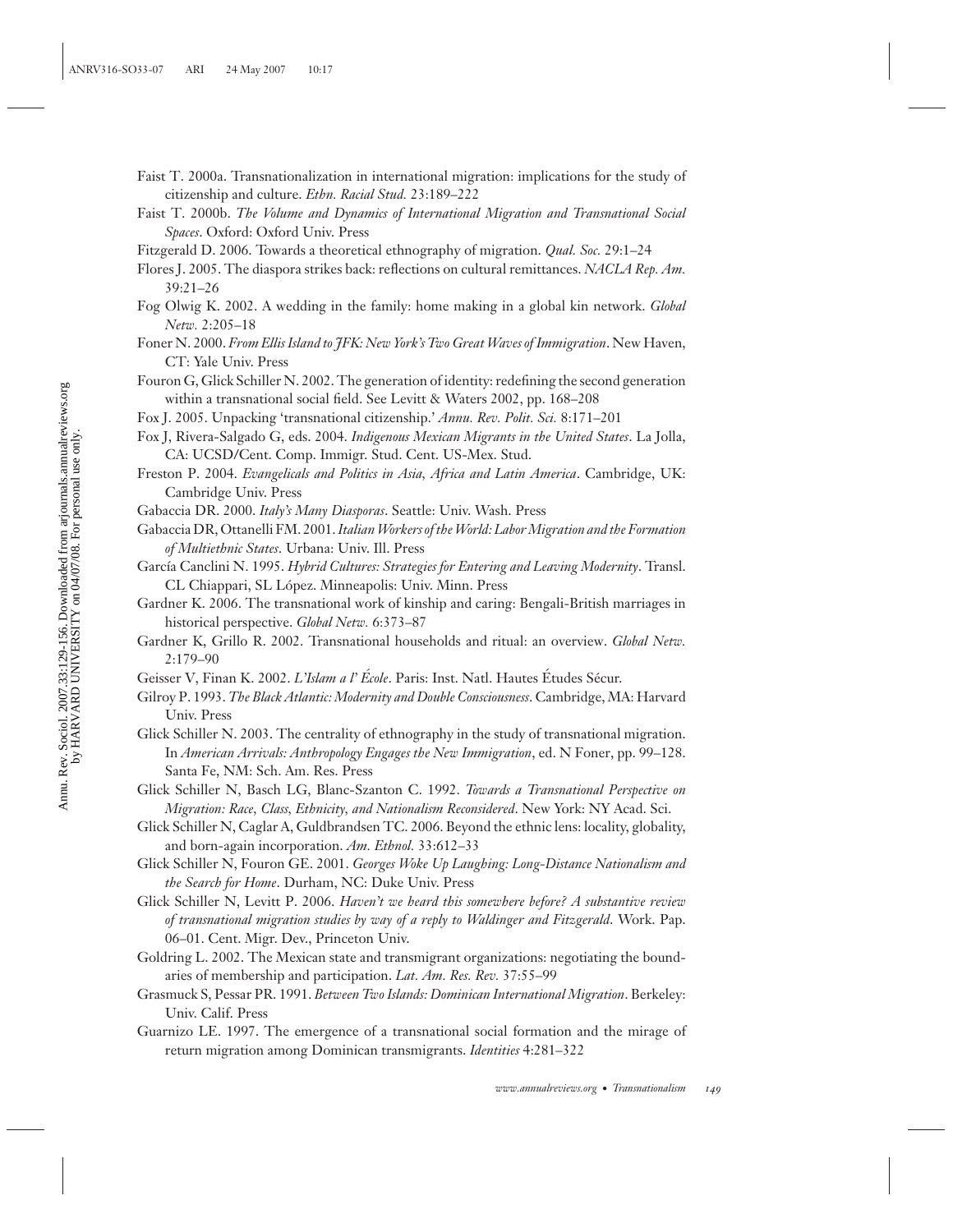Faist T. 2000a. Transnationalization in international migration: implications for the study of citizenship and culture. *Ethn. Racial Stud.* 23:189–222

Faist T. 2000b. *The Volume and Dynamics of International Migration and Transnational Social Spaces*. Oxford: Oxford Univ. Press

Fitzgerald D. 2006. Towards a theoretical ethnography of migration. *Qual. Soc.* 29:1–24

Flores J. 2005. The diaspora strikes back: reflections on cultural remittances. *NACLA Rep. Am.* 39:21–26

Fog Olwig K. 2002. A wedding in the family: home making in a global kin network. *Global Netw.* 2:205–18

Foner N. 2000. *From Ellis Island to JFK: New York's Two Great Waves of Immigration*. New Haven, CT: Yale Univ. Press

Fouron G, Glick Schiller N. 2002. The generation of identity: redefining the second generation within a transnational social field. See Levitt & Waters 2002, pp. 168–208

Fox J. 2005. Unpacking 'transnational citizenship.' *Annu. Rev. Polit. Sci.* 8:171–201

Fox J, Rivera-Salgado G, eds. 2004. *Indigenous Mexican Migrants in the United States*. La Jolla, CA: UCSD/Cent. Comp. Immigr. Stud. Cent. US-Mex. Stud.

Freston P. 2004. *Evangelicals and Politics in Asia, Africa and Latin America*. Cambridge, UK: Cambridge Univ. Press

Gabaccia DR. 2000. *Italy's Many Diasporas*. Seattle: Univ. Wash. Press

Gabaccia DR, Ottanelli FM. 2001. *Italian Workers of the World: Labor Migration and the Formation of Multiethnic States*. Urbana: Univ. Ill. Press

García Canclini N. 1995. *Hybrid Cultures: Strategies for Entering and Leaving Modernity*. Transl. CL Chiappari, SL López. Minneapolis: Univ. Minn. Press

Gardner K. 2006. The transnational work of kinship and caring: Bengali-British marriages in historical perspective. *Global Netw.* 6:373–87

Gardner K, Grillo R. 2002. Transnational households and ritual: an overview. *Global Netw.* 2:179–90

Geisser V, Finan K. 2002. *L'Islam a l' École*. Paris: Inst. Natl. Hautes Études Sécur.

Gilroy P. 1993. *The Black Atlantic: Modernity and Double Consciousness*. Cambridge, MA: Harvard Univ. Press

Glick Schiller N. 2003. The centrality of ethnography in the study of transnational migration. In *American Arrivals: Anthropology Engages the New Immigration*, ed. N Foner, pp. 99–128. Santa Fe, NM: Sch. Am. Res. Press

Glick Schiller N, Basch LG, Blanc-Szanton C. 1992. *Towards a Transnational Perspective on Migration: Race, Class, Ethnicity, and Nationalism Reconsidered*. New York: NY Acad. Sci.

Glick Schiller N, Caglar A, Guldbrandsen TC. 2006. Beyond the ethnic lens: locality, globality, and born-again incorporation. *Am. Ethnol.* 33:612–33

Glick Schiller N, Fouron GE. 2001. *Georges Woke Up Laughing: Long-Distance Nationalism and the Search for Home*. Durham, NC: Duke Univ. Press

Glick Schiller N, Levitt P. 2006. *Haven't we heard this somewhere before? A substantive review of transnational migration studies by way of a reply to Waldinger and Fitzgerald*. Work. Pap. 06–01. Cent. Migr. Dev., Princeton Univ.

Goldring L. 2002. The Mexican state and transmigrant organizations: negotiating the boundaries of membership and participation. *Lat. Am. Res. Rev.* 37:55–99

Grasmuck S, Pessar PR. 1991. *Between Two Islands: Dominican International Migration*. Berkeley: Univ. Calif. Press

Guarnizo LE. 1997. The emergence of a transnational social formation and the mirage of return migration among Dominican transmigrants. *Identities* 4:281–322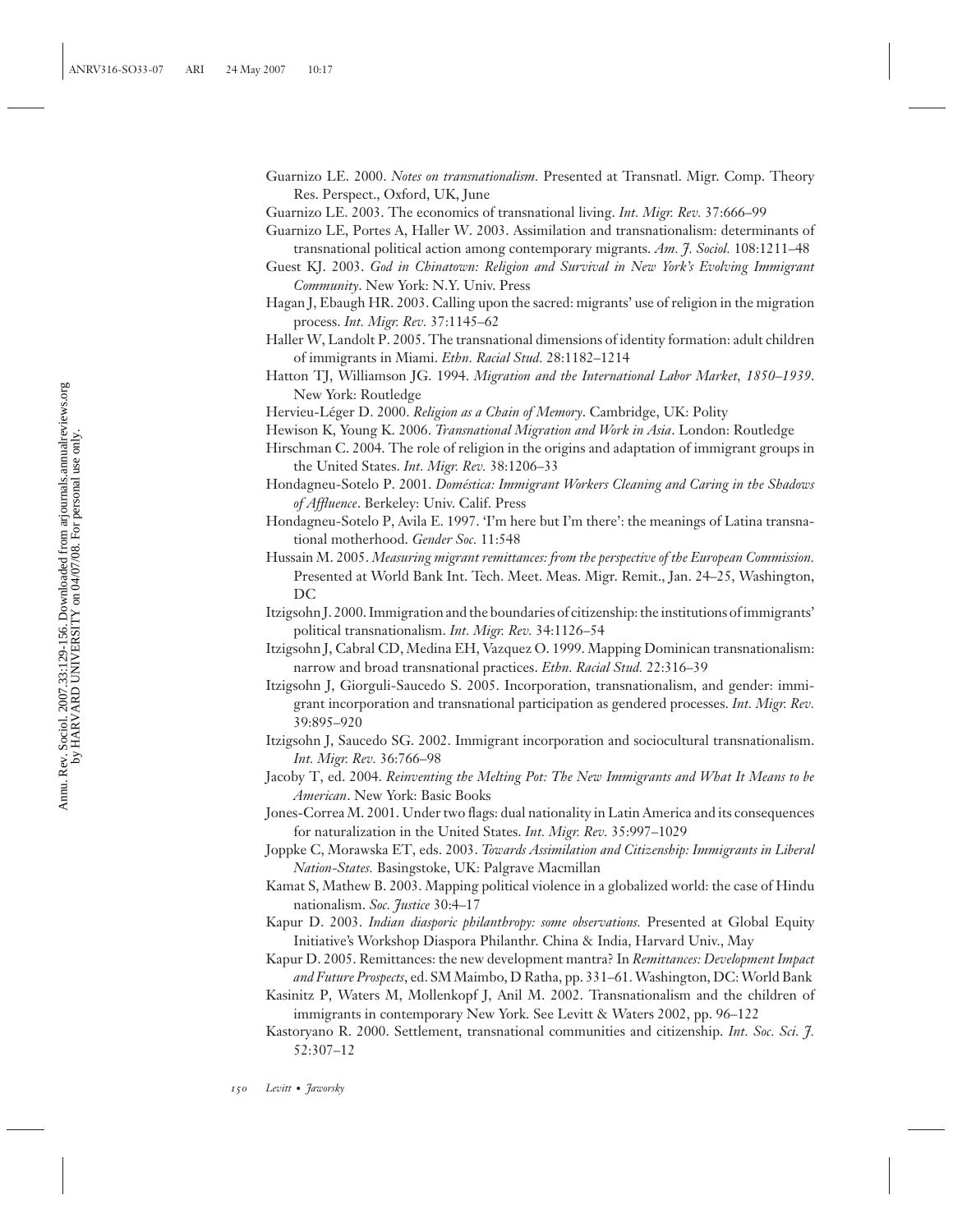Guarnizo LE. 2000. *Notes on transnationalism.* Presented at Transnatl. Migr. Comp. Theory Res. Perspect., Oxford, UK, June

Guarnizo LE. 2003. The economics of transnational living. *Int. Migr. Rev.* 37:666–99

Guarnizo LE, Portes A, Haller W. 2003. Assimilation and transnationalism: determinants of transnational political action among contemporary migrants. *Am. J. Sociol.* 108:1211–48

Guest KJ. 2003. *God in Chinatown: Religion and Survival in New York's Evolving Immigrant Community*. New York: N.Y. Univ. Press

Hagan J, Ebaugh HR. 2003. Calling upon the sacred: migrants' use of religion in the migration process. *Int. Migr. Rev.* 37:1145–62

Haller W, Landolt P. 2005. The transnational dimensions of identity formation: adult children of immigrants in Miami. *Ethn. Racial Stud.* 28:1182–1214

Hatton TJ, Williamson JG. 1994. *Migration and the International Labor Market, 1850–1939*. New York: Routledge

Hervieu-Léger D. 2000. *Religion as a Chain of Memory*. Cambridge, UK: Polity

Hewison K, Young K. 2006. *Transnational Migration and Work in Asia*. London: Routledge

Hirschman C. 2004. The role of religion in the origins and adaptation of immigrant groups in the United States. *Int. Migr. Rev.* 38:1206–33

Hondagneu-Sotelo P. 2001. *Doméstica: Immigrant Workers Cleaning and Caring in the Shadows of Affluence*. Berkeley: Univ. Calif. Press

Hondagneu-Sotelo P, Avila E. 1997. 'I'm here but I'm there': the meanings of Latina transnational motherhood. *Gender Soc.* 11:548

Hussain M. 2005. *Measuring migrant remittances: from the perspective of the European Commission.* Presented at World Bank Int. Tech. Meet. Meas. Migr. Remit., Jan. 24–25, Washington, DC

Itzigsohn J. 2000. Immigration and the boundaries of citizenship: the institutions of immigrants' political transnationalism. *Int. Migr. Rev.* 34:1126–54

Itzigsohn J, Cabral CD, Medina EH, Vazquez O. 1999. Mapping Dominican transnationalism: narrow and broad transnational practices. *Ethn. Racial Stud.* 22:316–39

Itzigsohn J, Giorguli-Saucedo S. 2005. Incorporation, transnationalism, and gender: immigrant incorporation and transnational participation as gendered processes. *Int. Migr. Rev.* 39:895–920

Itzigsohn J, Saucedo SG. 2002. Immigrant incorporation and sociocultural transnationalism. *Int. Migr. Rev.* 36:766–98

Jacoby T, ed. 2004. *Reinventing the Melting Pot: The New Immigrants and What It Means to be American*. New York: Basic Books

Jones-Correa M. 2001. Under two flags: dual nationality in Latin America and its consequences for naturalization in the United States. *Int. Migr. Rev.* 35:997–1029

Joppke C, Morawska ET, eds. 2003. *Towards Assimilation and Citizenship: Immigrants in Liberal Nation-States.* Basingstoke, UK: Palgrave Macmillan

Kamat S, Mathew B. 2003. Mapping political violence in a globalized world: the case of Hindu nationalism. *Soc. Justice* 30:4–17

Kapur D. 2003. *Indian diasporic philanthropy: some observations.* Presented at Global Equity Initiative's Workshop Diaspora Philanthr. China & India, Harvard Univ., May

Kapur D. 2005. Remittances: the new development mantra? In *Remittances: Development Impact and Future Prospects*, ed. SM Maimbo, D Ratha, pp. 331–61. Washington, DC: World Bank

Kasinitz P, Waters M, Mollenkopf J, Anil M. 2002. Transnationalism and the children of immigrants in contemporary New York. See Levitt & Waters 2002, pp. 96–122

Kastoryano R. 2000. Settlement, transnational communities and citizenship. *Int. Soc. Sci. J.* 52:307–12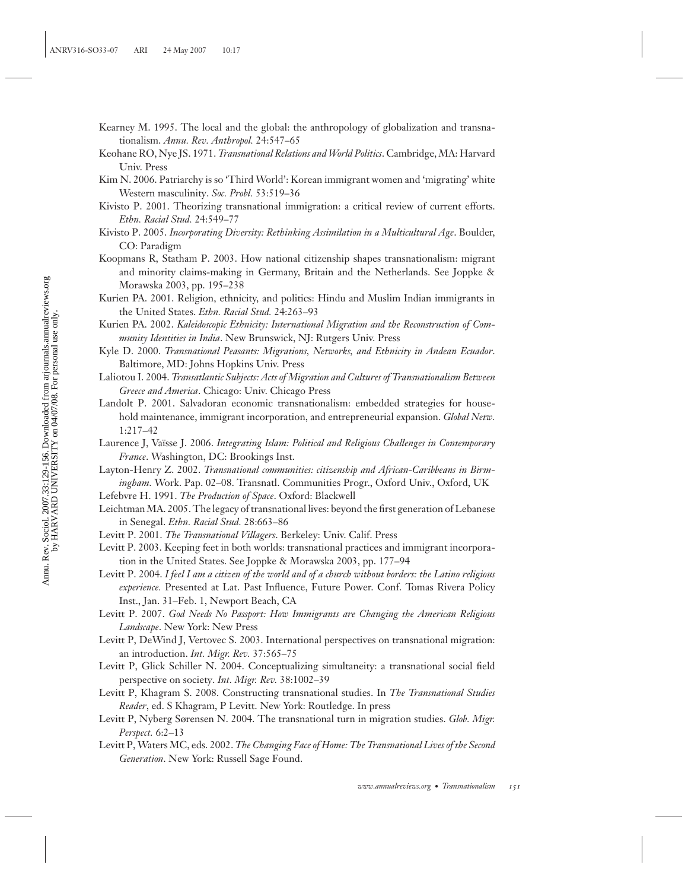Kearney M. 1995. The local and the global: the anthropology of globalization and transnationalism. *Annu. Rev. Anthropol.* 24:547–65

Keohane RO, Nye JS. 1971. *Transnational Relations and World Politics*. Cambridge, MA: Harvard Univ. Press

Kim N. 2006. Patriarchy is so 'Third World': Korean immigrant women and 'migrating' white Western masculinity. *Soc. Probl.* 53:519–36

Kivisto P. 2001. Theorizing transnational immigration: a critical review of current efforts. *Ethn. Racial Stud.* 24:549–77

Kivisto P. 2005. *Incorporating Diversity: Rethinking Assimilation in a Multicultural Age*. Boulder, CO: Paradigm

Koopmans R, Statham P. 2003. How national citizenship shapes transnationalism: migrant and minority claims-making in Germany, Britain and the Netherlands. See Joppke & Morawska 2003, pp. 195–238

Kurien PA. 2001. Religion, ethnicity, and politics: Hindu and Muslim Indian immigrants in the United States. *Ethn. Racial Stud.* 24:263–93

Kurien PA. 2002. *Kaleidoscopic Ethnicity: International Migration and the Reconstruction of Community Identities in India*. New Brunswick, NJ: Rutgers Univ. Press

Kyle D. 2000. *Transnational Peasants: Migrations, Networks, and Ethnicity in Andean Ecuador*. Baltimore, MD: Johns Hopkins Univ. Press

Laliotou I. 2004. *Transatlantic Subjects: Acts of Migration and Cultures of Transnationalism Between Greece and America*. Chicago: Univ. Chicago Press

Landolt P. 2001. Salvadoran economic transnationalism: embedded strategies for household maintenance, immigrant incorporation, and entrepreneurial expansion. *Global Netw.* 1:217–42

Laurence J, Vaïsse J. 2006. *Integrating Islam: Political and Religious Challenges in Contemporary France*. Washington, DC: Brookings Inst.

Layton-Henry Z. 2002. *Transnational communities: citizenship and African-Caribbeans in Birmingham.* Work. Pap. 02–08. Transnatl. Communities Progr., Oxford Univ., Oxford, UK

Lefebvre H. 1991. *The Production of Space*. Oxford: Blackwell

Leichtman MA. 2005. The legacy of transnational lives: beyond the first generation of Lebanese in Senegal. *Ethn. Racial Stud.* 28:663–86

Levitt P. 2001. *The Transnational Villagers*. Berkeley: Univ. Calif. Press

Levitt P. 2003. Keeping feet in both worlds: transnational practices and immigrant incorporation in the United States. See Joppke & Morawska 2003, pp. 177–94

Levitt P. 2004. *I feel I am a citizen of the world and of a church without borders: the Latino religious experience.* Presented at Lat. Past Influence, Future Power. Conf. Tomas Rivera Policy Inst., Jan. 31–Feb. 1, Newport Beach, CA

Levitt P. 2007. *God Needs No Passport: How Immigrants are Changing the American Religious Landscape*. New York: New Press

Levitt P, DeWind J, Vertovec S. 2003. International perspectives on transnational migration: an introduction. *Int. Migr. Rev.* 37:565–75

Levitt P, Glick Schiller N. 2004. Conceptualizing simultaneity: a transnational social field perspective on society. *Int. Migr. Rev.* 38:1002–39

Levitt P, Khagram S. 2008. Constructing transnational studies. In *The Transnational Studies Reader*, ed. S Khagram, P Levitt. New York: Routledge. In press

Levitt P, Nyberg Sørensen N. 2004. The transnational turn in migration studies. *Glob. Migr. Perspect.* 6:2–13

Levitt P, Waters MC, eds. 2002. *The Changing Face of Home: The Transnational Lives of the Second Generation*. New York: Russell Sage Found.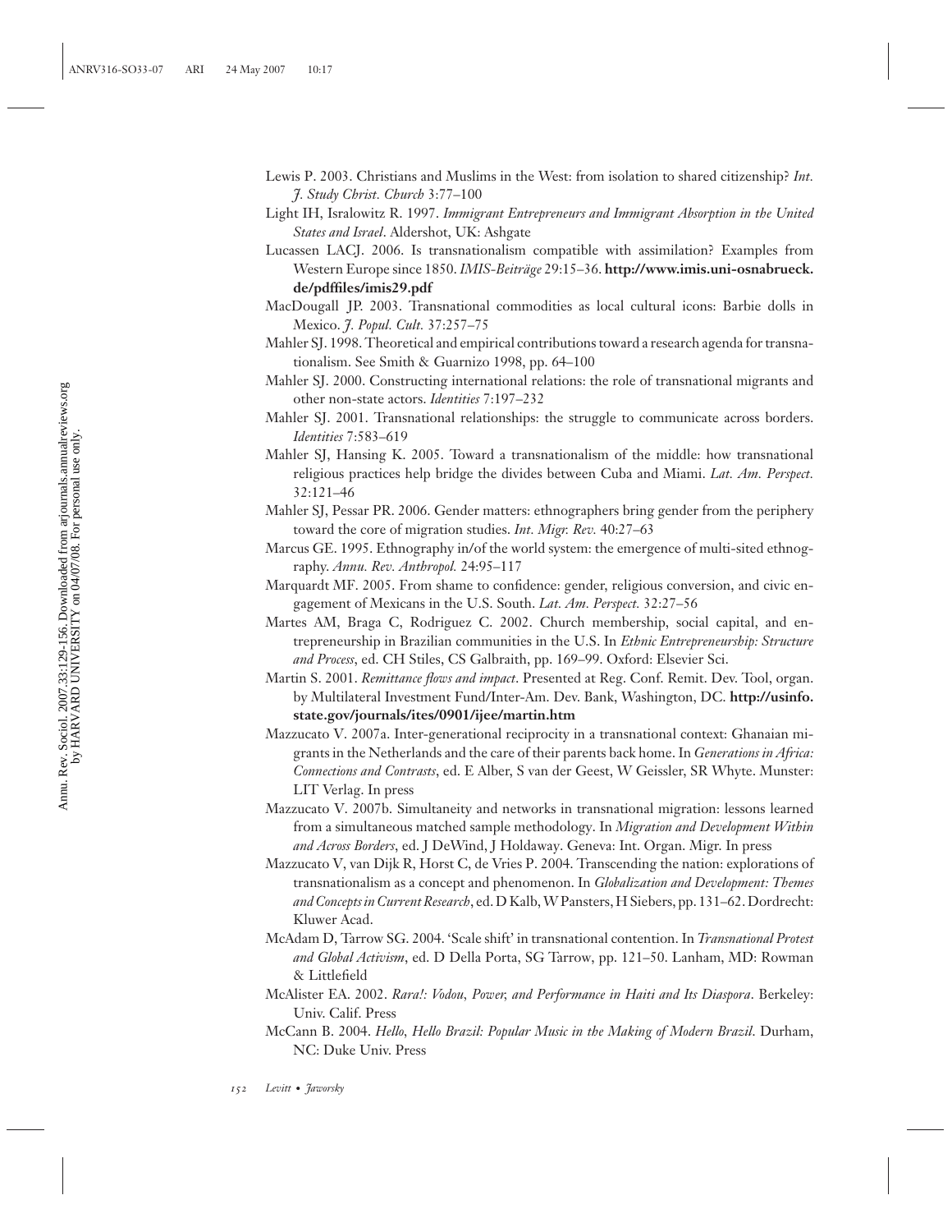Lewis P. 2003. Christians and Muslims in the West: from isolation to shared citizenship? *Int. J. Study Christ. Church* 3:77–100

Light IH, Isralowitz R. 1997. *Immigrant Entrepreneurs and Immigrant Absorption in the United States and Israel*. Aldershot, UK: Ashgate

Lucassen LACJ. 2006. Is transnationalism compatible with assimilation? Examples from Western Europe since 1850. *IMIS-Beiträge* 29:15–36. **http://www.imis.uni-osnabrueck.de/pdffiles/imis29.pdf**

MacDougall JP. 2003. Transnational commodities as local cultural icons: Barbie dolls in Mexico. *J. Popul. Cult.* 37:257–75

Mahler SJ. 1998. Theoretical and empirical contributions toward a research agenda for transnationalism. See Smith & Guarnizo 1998, pp. 64–100

Mahler SJ. 2000. Constructing international relations: the role of transnational migrants and other non-state actors. *Identities* 7:197–232

Mahler SJ. 2001. Transnational relationships: the struggle to communicate across borders. *Identities* 7:583–619

Mahler SJ, Hansing K. 2005. Toward a transnationalism of the middle: how transnational religious practices help bridge the divides between Cuba and Miami. *Lat. Am. Perspect.* 32:121–46

Mahler SJ, Pessar PR. 2006. Gender matters: ethnographers bring gender from the periphery toward the core of migration studies. *Int. Migr. Rev.* 40:27–63

Marcus GE. 1995. Ethnography in/of the world system: the emergence of multi-sited ethnography. *Annu. Rev. Anthropol.* 24:95–117

Marquardt MF. 2005. From shame to confidence: gender, religious conversion, and civic engagement of Mexicans in the U.S. South. *Lat. Am. Perspect.* 32:27–56

Martes AM, Braga C, Rodriguez C. 2002. Church membership, social capital, and entrepreneurship in Brazilian communities in the U.S. In *Ethnic Entrepreneurship: Structure and Process*, ed. CH Stiles, CS Galbraith, pp. 169–99. Oxford: Elsevier Sci.

Martin S. 2001. *Remittance flows and impact*. Presented at Reg. Conf. Remit. Dev. Tool, organ. by Multilateral Investment Fund/Inter-Am. Dev. Bank, Washington, DC. **http://usinfo.state.gov/journals/ites/0901/ijee/martin.htm**

Mazzucato V. 2007a. Inter-generational reciprocity in a transnational context: Ghanaian migrants in the Netherlands and the care of their parents back home. In *Generations in Africa: Connections and Contrasts*, ed. E Alber, S van der Geest, W Geissler, SR Whyte. Munster: LIT Verlag. In press

Mazzucato V. 2007b. Simultaneity and networks in transnational migration: lessons learned from a simultaneous matched sample methodology. In *Migration and Development Within and Across Borders*, ed. J DeWind, J Holdaway. Geneva: Int. Organ. Migr. In press

Mazzucato V, van Dijk R, Horst C, de Vries P. 2004. Transcending the nation: explorations of transnationalism as a concept and phenomenon. In *Globalization and Development: Themes and Concepts in Current Research*, ed. D Kalb, W Pansters, H Siebers, pp. 131–62. Dordrecht: Kluwer Acad.

McAdam D, Tarrow SG. 2004. 'Scale shift' in transnational contention. In *Transnational Protest and Global Activism*, ed. D Della Porta, SG Tarrow, pp. 121–50. Lanham, MD: Rowman & Littlefield

McAlister EA. 2002. *Rara!: Vodou, Power, and Performance in Haiti and Its Diaspora*. Berkeley: Univ. Calif. Press

McCann B. 2004. *Hello, Hello Brazil: Popular Music in the Making of Modern Brazil*. Durham, NC: Duke Univ. Press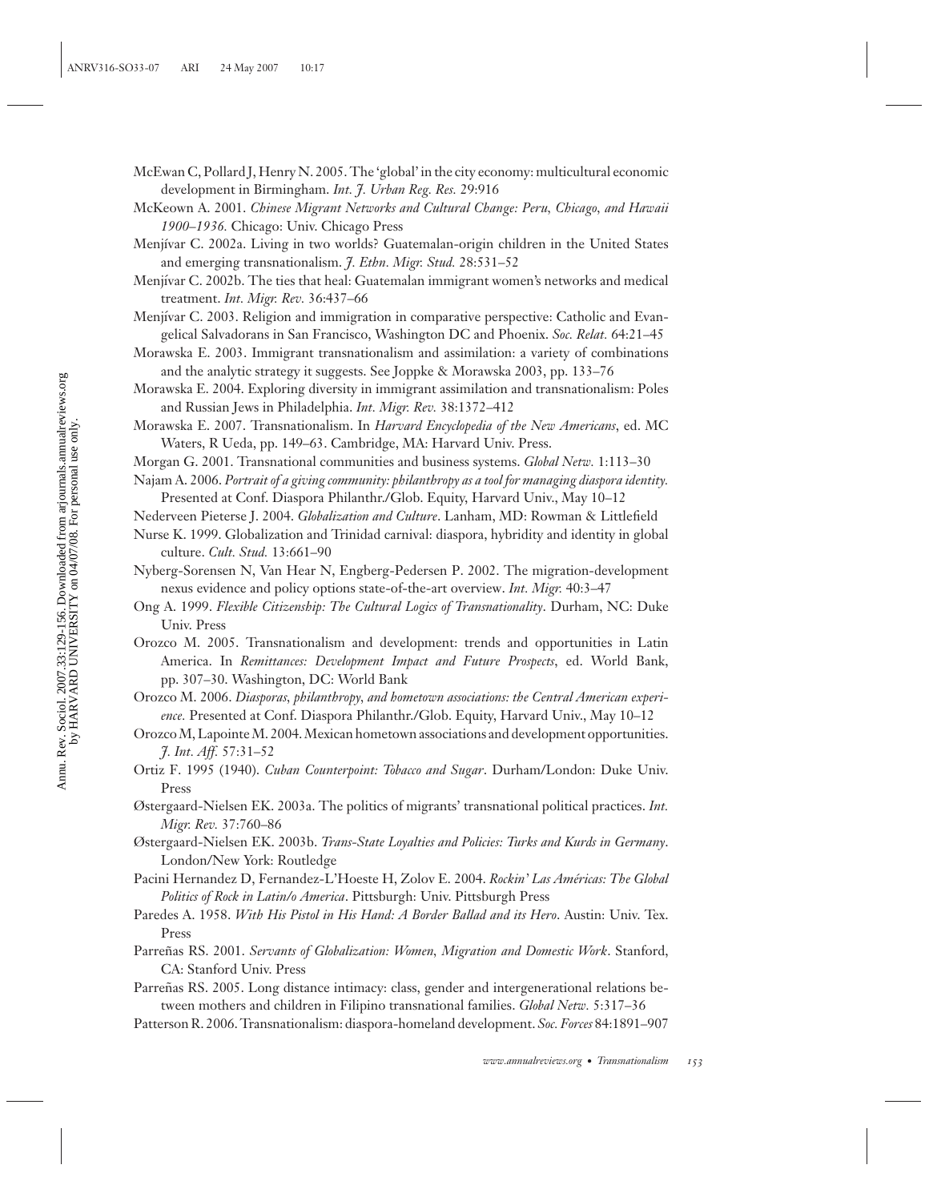McEwan C, Pollard J, Henry N. 2005. The 'global' in the city economy: multicultural economic development in Birmingham. *Int. J. Urban Reg. Res.* 29:916

McKeown A. 2001. *Chinese Migrant Networks and Cultural Change: Peru, Chicago, and Hawaii 1900–1936.* Chicago: Univ. Chicago Press

Menjívar C. 2002a. Living in two worlds? Guatemalan-origin children in the United States and emerging transnationalism. *J. Ethn. Migr. Stud.* 28:531–52

Menjívar C. 2002b. The ties that heal: Guatemalan immigrant women's networks and medical treatment. *Int. Migr. Rev.* 36:437–66

Menjívar C. 2003. Religion and immigration in comparative perspective: Catholic and Evangelical Salvadorans in San Francisco, Washington DC and Phoenix. *Soc. Relat.* 64:21–45

Morawska E. 2003. Immigrant transnationalism and assimilation: a variety of combinations and the analytic strategy it suggests. See Joppke & Morawska 2003, pp. 133–76

Morawska E. 2004. Exploring diversity in immigrant assimilation and transnationalism: Poles and Russian Jews in Philadelphia. *Int. Migr. Rev.* 38:1372–412

Morawska E. 2007. Transnationalism. In *Harvard Encyclopedia of the New Americans*, ed. MC Waters, R Ueda, pp. 149–63. Cambridge, MA: Harvard Univ. Press.

Morgan G. 2001. Transnational communities and business systems. *Global Netw.* 1:113–30

Najam A. 2006. *Portrait of a giving community: philanthropy as a tool for managing diaspora identity.* Presented at Conf. Diaspora Philanthr./Glob. Equity, Harvard Univ., May 10–12

Nederveen Pieterse J. 2004. *Globalization and Culture*. Lanham, MD: Rowman & Littlefield

Nurse K. 1999. Globalization and Trinidad carnival: diaspora, hybridity and identity in global culture. *Cult. Stud.* 13:661–90

Nyberg-Sorensen N, Van Hear N, Engberg-Pedersen P. 2002. The migration-development nexus evidence and policy options state-of-the-art overview. *Int. Migr.* 40:3–47

Ong A. 1999. *Flexible Citizenship: The Cultural Logics of Transnationality*. Durham, NC: Duke Univ. Press

Orozco M. 2005. Transnationalism and development: trends and opportunities in Latin America. In *Remittances: Development Impact and Future Prospects*, ed. World Bank, pp. 307–30. Washington, DC: World Bank

Orozco M. 2006. *Diasporas, philanthropy, and hometown associations: the Central American experience.* Presented at Conf. Diaspora Philanthr./Glob. Equity, Harvard Univ., May 10–12

Orozco M, Lapointe M. 2004. Mexican hometown associations and development opportunities. *J. Int. Aff.* 57:31–52

Ortiz F. 1995 (1940). *Cuban Counterpoint: Tobacco and Sugar*. Durham/London: Duke Univ. Press

Østergaard-Nielsen EK. 2003a. The politics of migrants' transnational political practices. *Int. Migr. Rev.* 37:760–86

Østergaard-Nielsen EK. 2003b. *Trans-State Loyalties and Policies: Turks and Kurds in Germany*. London/New York: Routledge

Pacini Hernandez D, Fernandez-L'Hoeste H, Zolov E. 2004. *Rockin' Las Américas: The Global Politics of Rock in Latin/o America*. Pittsburgh: Univ. Pittsburgh Press

Paredes A. 1958. *With His Pistol in His Hand: A Border Ballad and its Hero*. Austin: Univ. Tex. Press

Parreñas RS. 2001. *Servants of Globalization: Women, Migration and Domestic Work*. Stanford, CA: Stanford Univ. Press

Parreñas RS. 2005. Long distance intimacy: class, gender and intergenerational relations between mothers and children in Filipino transnational families. *Global Netw.* 5:317–36

Patterson R. 2006. Transnationalism: diaspora-homeland development. *Soc. Forces* 84:1891–907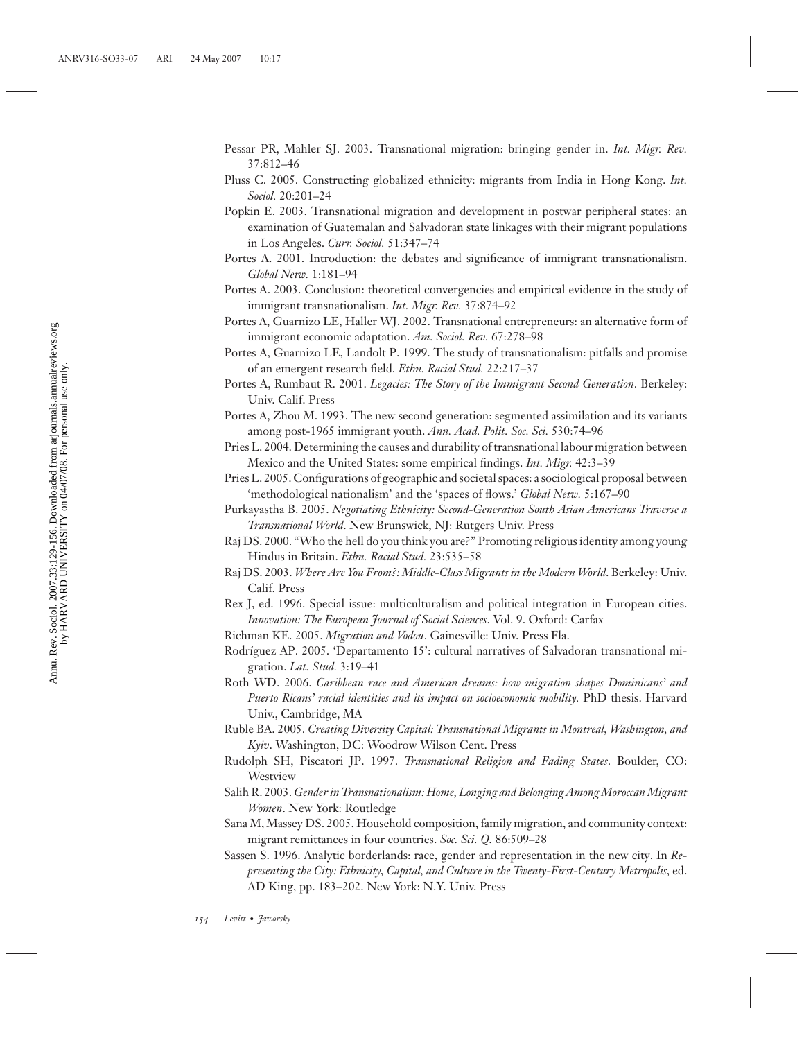Pessar PR, Mahler SJ. 2003. Transnational migration: bringing gender in. *Int. Migr. Rev.* 37:812–46

Pluss C. 2005. Constructing globalized ethnicity: migrants from India in Hong Kong. *Int. Sociol.* 20:201–24

Popkin E. 2003. Transnational migration and development in postwar peripheral states: an examination of Guatemalan and Salvadoran state linkages with their migrant populations in Los Angeles. *Curr. Sociol.* 51:347–74

Portes A. 2001. Introduction: the debates and significance of immigrant transnationalism. *Global Netw.* 1:181–94

Portes A. 2003. Conclusion: theoretical convergencies and empirical evidence in the study of immigrant transnationalism. *Int. Migr. Rev.* 37:874–92

Portes A, Guarnizo LE, Haller WJ. 2002. Transnational entrepreneurs: an alternative form of immigrant economic adaptation. *Am. Sociol. Rev.* 67:278–98

Portes A, Guarnizo LE, Landolt P. 1999. The study of transnationalism: pitfalls and promise of an emergent research field. *Ethn. Racial Stud.* 22:217–37

Portes A, Rumbaut R. 2001. *Legacies: The Story of the Immigrant Second Generation*. Berkeley: Univ. Calif. Press

Portes A, Zhou M. 1993. The new second generation: segmented assimilation and its variants among post-1965 immigrant youth. *Ann. Acad. Polit. Soc. Sci.* 530:74–96

Pries L. 2004. Determining the causes and durability of transnational labour migration between Mexico and the United States: some empirical findings. *Int. Migr.* 42:3–39

Pries L. 2005. Configurations of geographic and societal spaces: a sociological proposal between 'methodological nationalism' and the 'spaces of flows.' *Global Netw.* 5:167–90

Purkayastha B. 2005. *Negotiating Ethnicity: Second-Generation South Asian Americans Traverse a Transnational World*. New Brunswick, NJ: Rutgers Univ. Press

Raj DS. 2000. "Who the hell do you think you are?" Promoting religious identity among young Hindus in Britain. *Ethn. Racial Stud.* 23:535–58

Raj DS. 2003. *Where Are You From?: Middle-Class Migrants in the Modern World*. Berkeley: Univ. Calif. Press

Rex J, ed. 1996. Special issue: multiculturalism and political integration in European cities. *Innovation: The European Journal of Social Sciences*. Vol. 9. Oxford: Carfax

Richman KE. 2005. *Migration and Vodou*. Gainesville: Univ. Press Fla.

Rodríguez AP. 2005. 'Departamento 15': cultural narratives of Salvadoran transnational migration. *Lat. Stud.* 3:19–41

Roth WD. 2006. *Caribbean race and American dreams: how migration shapes Dominicans' and Puerto Ricans' racial identities and its impact on socioeconomic mobility.* PhD thesis. Harvard Univ., Cambridge, MA

Ruble BA. 2005. *Creating Diversity Capital: Transnational Migrants in Montreal, Washington, and Kyiv*. Washington, DC: Woodrow Wilson Cent. Press

Rudolph SH, Piscatori JP. 1997. *Transnational Religion and Fading States*. Boulder, CO: Westview

Salih R. 2003. *Gender in Transnationalism: Home, Longing and Belonging Among Moroccan Migrant Women*. New York: Routledge

Sana M, Massey DS. 2005. Household composition, family migration, and community context: migrant remittances in four countries. *Soc. Sci. Q.* 86:509–28

Sassen S. 1996. Analytic borderlands: race, gender and representation in the new city. In *Representing the City: Ethnicity, Capital, and Culture in the Twenty-First-Century Metropolis*, ed. AD King, pp. 183–202. New York: N.Y. Univ. Press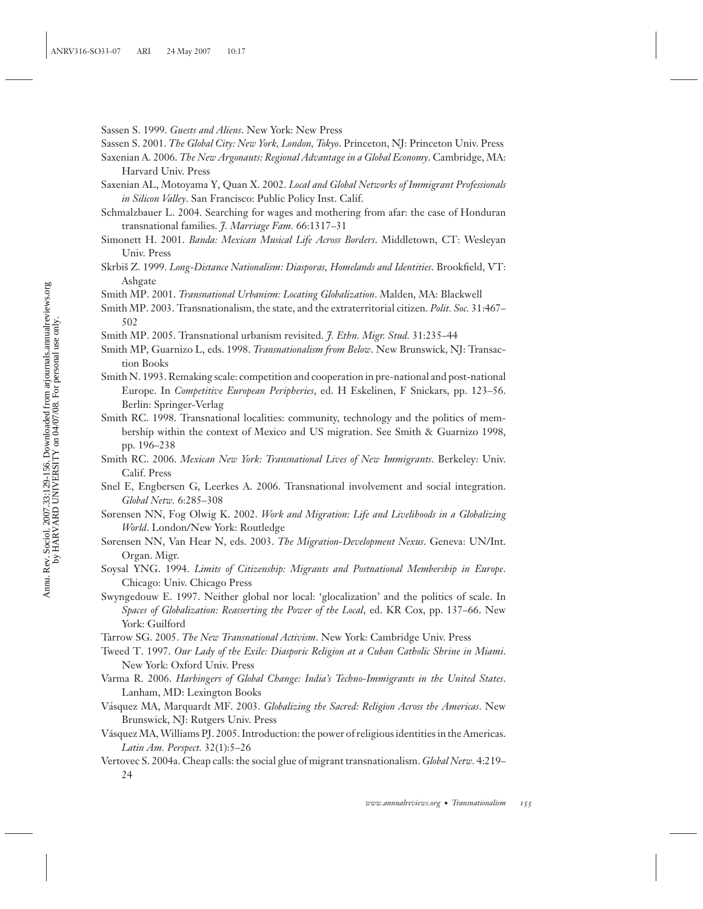Sassen S. 1999. *Guests and Aliens*. New York: New Press

Sassen S. 2001. *The Global City: New York, London, Tokyo*. Princeton, NJ: Princeton Univ. Press

Saxenian A. 2006. *The New Argonauts: Regional Advantage in a Global Economy*. Cambridge, MA: Harvard Univ. Press

Saxenian AL, Motoyama Y, Quan X. 2002. *Local and Global Networks of Immigrant Professionals in Silicon Valley*. San Francisco: Public Policy Inst. Calif.

Schmalzbauer L. 2004. Searching for wages and mothering from afar: the case of Honduran transnational families. *J. Marriage Fam.* 66:1317–31

Simonett H. 2001. *Banda: Mexican Musical Life Across Borders*. Middletown, CT: Wesleyan Univ. Press

Skrbiš Z. 1999. *Long-Distance Nationalism: Diasporas, Homelands and Identities*. Brookfield, VT: Ashgate

Smith MP. 2001. *Transnational Urbanism: Locating Globalization*. Malden, MA: Blackwell

Smith MP. 2003. Transnationalism, the state, and the extraterritorial citizen. *Polit. Soc.* 31:467–502

Smith MP. 2005. Transnational urbanism revisited. *J. Ethn. Migr. Stud.* 31:235–44

Smith MP, Guarnizo L, eds. 1998. *Transnationalism from Below*. New Brunswick, NJ: Transaction Books

Smith N. 1993. Remaking scale: competition and cooperation in pre-national and post-national Europe. In *Competitive European Peripheries*, ed. H Eskelinen, F Snickars, pp. 123–56. Berlin: Springer-Verlag

Smith RC. 1998. Transnational localities: community, technology and the politics of membership within the context of Mexico and US migration. See Smith & Guarnizo 1998, pp. 196–238

Smith RC. 2006. *Mexican New York: Transnational Lives of New Immigrants*. Berkeley: Univ. Calif. Press

Snel E, Engbersen G, Leerkes A. 2006. Transnational involvement and social integration. *Global Netw.* 6:285–308

Sørensen NN, Fog Olwig K. 2002. *Work and Migration: Life and Livelihoods in a Globalizing World*. London/New York: Routledge

Sørensen NN, Van Hear N, eds. 2003. *The Migration-Development Nexus*. Geneva: UN/Int. Organ. Migr.

Soysal YNG. 1994. *Limits of Citizenship: Migrants and Postnational Membership in Europe*. Chicago: Univ. Chicago Press

Swyngedouw E. 1997. Neither global nor local: 'glocalization' and the politics of scale. In *Spaces of Globalization: Reasserting the Power of the Local*, ed. KR Cox, pp. 137–66. New York: Guilford

Tarrow SG. 2005. *The New Transnational Activism*. New York: Cambridge Univ. Press

Tweed T. 1997. *Our Lady of the Exile: Diasporic Religion at a Cuban Catholic Shrine in Miami*. New York: Oxford Univ. Press

Varma R. 2006. *Harbingers of Global Change: India's Techno-Immigrants in the United States*. Lanham, MD: Lexington Books

Vásquez MA, Marquardt MF. 2003. *Globalizing the Sacred: Religion Across the Americas*. New Brunswick, NJ: Rutgers Univ. Press

Vásquez MA, Williams PJ. 2005. Introduction: the power of religious identities in the Americas. *Latin Am. Perspect.* 32(1):5–26

Vertovec S. 2004a. Cheap calls: the social glue of migrant transnationalism. *Global Netw.* 4:219–24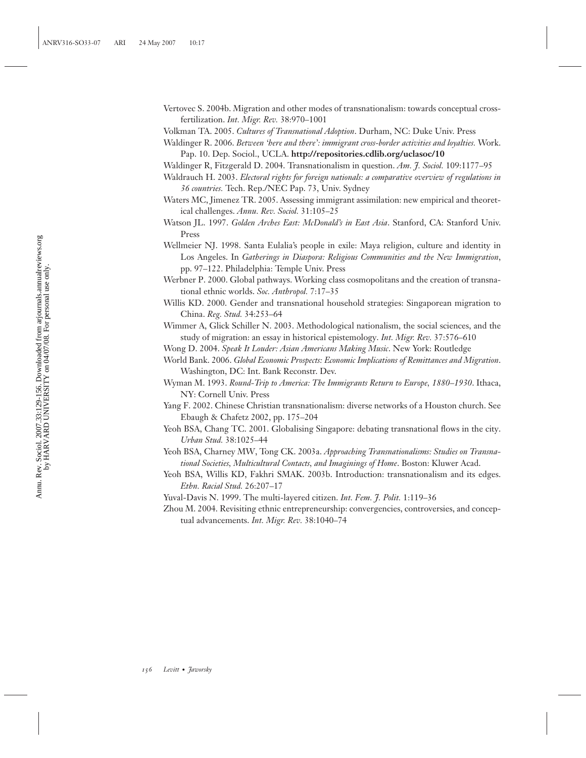Vertovec S. 2004b. Migration and other modes of transnationalism: towards conceptual cross-fertilization. *Int. Migr. Rev.* 38:970–1001

Volkman TA. 2005. *Cultures of Transnational Adoption*. Durham, NC: Duke Univ. Press

Waldinger R. 2006. *Between 'here and there': immigrant cross-border activities and loyalties.* Work. Pap. 10. Dep. Sociol., UCLA. **http://repositories.cdlib.org/uclasoc/10**

Waldinger R, Fitzgerald D. 2004. Transnationalism in question. *Am. J. Sociol.* 109:1177–95

Waldrauch H. 2003. *Electoral rights for foreign nationals: a comparative overview of regulations in 36 countries.* Tech. Rep./NEC Pap. 73, Univ. Sydney

Waters MC, Jimenez TR. 2005. Assessing immigrant assimilation: new empirical and theoretical challenges. *Annu. Rev. Sociol.* 31:105–25

Watson JL. 1997. *Golden Arches East: McDonald's in East Asia*. Stanford, CA: Stanford Univ. Press

Wellmeier NJ. 1998. Santa Eulalia's people in exile: Maya religion, culture and identity in Los Angeles. In *Gatherings in Diaspora: Religious Communities and the New Immigration*, pp. 97–122. Philadelphia: Temple Univ. Press

Werbner P. 2000. Global pathways. Working class cosmopolitans and the creation of transnational ethnic worlds. *Soc. Anthropol.* 7:17–35

Willis KD. 2000. Gender and transnational household strategies: Singaporean migration to China. *Reg. Stud.* 34:253–64

Wimmer A, Glick Schiller N. 2003. Methodological nationalism, the social sciences, and the study of migration: an essay in historical epistemology. *Int. Migr. Rev.* 37:576–610

Wong D. 2004. *Speak It Louder: Asian Americans Making Music*. New York: Routledge

World Bank. 2006. *Global Economic Prospects: Economic Implications of Remittances and Migration*. Washington, DC: Int. Bank Reconstr. Dev.

Wyman M. 1993. *Round-Trip to America: The Immigrants Return to Europe, 1880–1930*. Ithaca, NY: Cornell Univ. Press

Yang F. 2002. Chinese Christian transnationalism: diverse networks of a Houston church. See Ebaugh & Chafetz 2002, pp. 175–204

Yeoh BSA, Chang TC. 2001. Globalising Singapore: debating transnational flows in the city. *Urban Stud.* 38:1025–44

Yeoh BSA, Charney MW, Tong CK. 2003a. *Approaching Transnationalisms: Studies on Transnational Societies, Multicultural Contacts, and Imaginings of Home*. Boston: Kluwer Acad.

Yeoh BSA, Willis KD, Fakhri SMAK. 2003b. Introduction: transnationalism and its edges. *Ethn. Racial Stud.* 26:207–17

Yuval-Davis N. 1999. The multi-layered citizen. *Int. Fem. J. Polit.* 1:119–36

Zhou M. 2004. Revisiting ethnic entrepreneurship: convergencies, controversies, and conceptual advancements. *Int. Migr. Rev.* 38:1040–74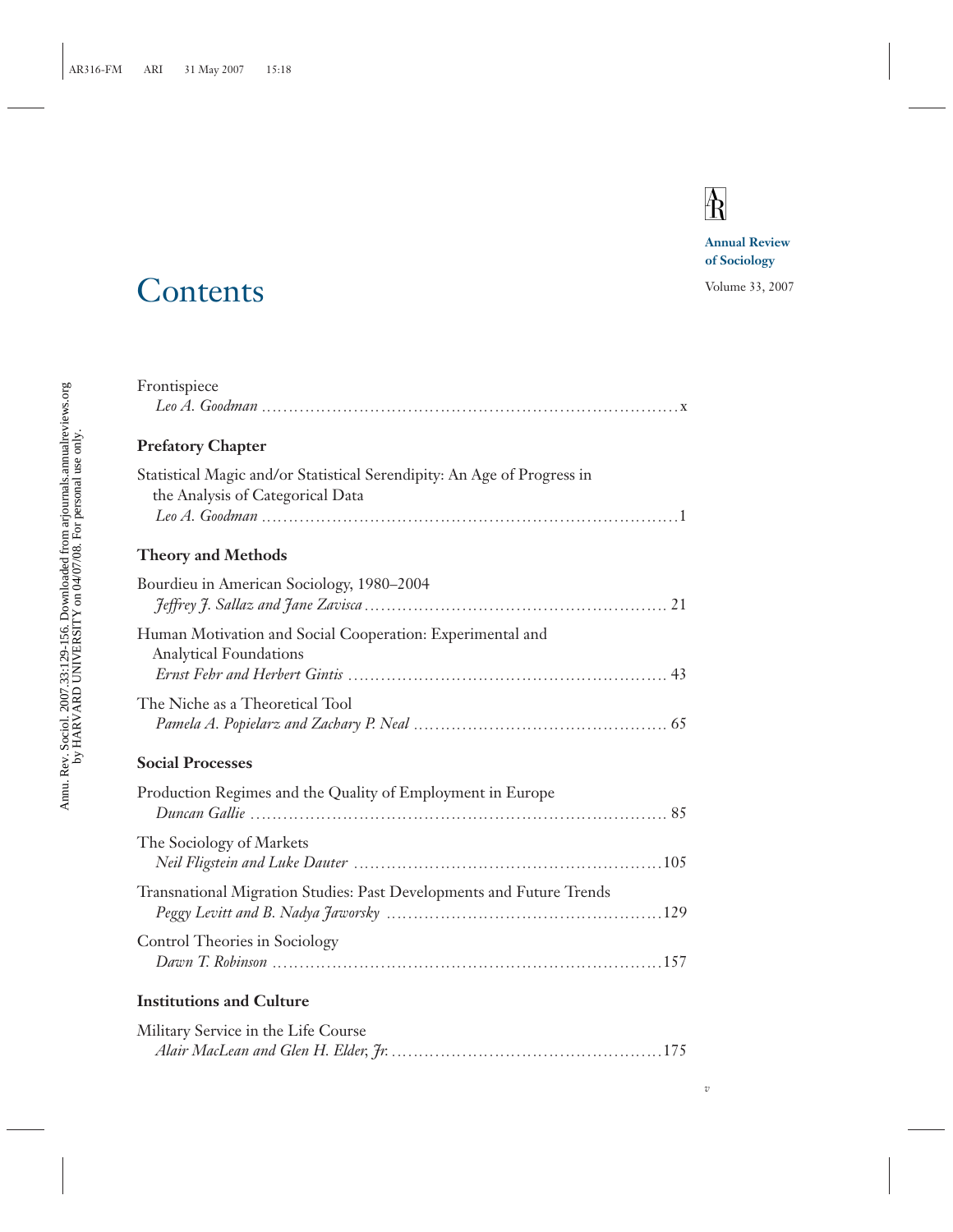Annual Review of Sociology

Volume 33, 2007

# Contents

Frontispiece
*Leo A. Goodman* . . . . . . . . . . . . . . . . . . . . . . . . . . . . . . . . . . . . . . . . . . . . x

## Prefatory Chapter

Statistical Magic and/or Statistical Serendipity: An Age of Progress in the Analysis of Categorical Data
*Leo A. Goodman* . . . . . . . . . . . . . . . . . . . . . . . . . . . . . . . . . . . . . . . . . . . . 1

## Theory and Methods

Bourdieu in American Sociology, 1980–2004
*Jeffrey J. Sallaz and Jane Zavisca* . . . . . . . . . . . . . . . . . . . . . . . . . . . . . . . . 21

Human Motivation and Social Cooperation: Experimental and Analytical Foundations
*Ernst Fehr and Herbert Gintis* . . . . . . . . . . . . . . . . . . . . . . . . . . . . . . . . . . 43

The Niche as a Theoretical Tool
*Pamela A. Popielarz and Zachary P. Neal* . . . . . . . . . . . . . . . . . . . . . . . . . . 65

## Social Processes

Production Regimes and the Quality of Employment in Europe
*Duncan Gallie* . . . . . . . . . . . . . . . . . . . . . . . . . . . . . . . . . . . . . . . . . . . . 85

The Sociology of Markets
*Neil Fligstein and Luke Dauter* . . . . . . . . . . . . . . . . . . . . . . . . . . . . . . . . . 105

Transnational Migration Studies: Past Developments and Future Trends
*Peggy Levitt and B. Nadya Jaworsky* . . . . . . . . . . . . . . . . . . . . . . . . . . . . . 129

Control Theories in Sociology
*Dawn T. Robinson* . . . . . . . . . . . . . . . . . . . . . . . . . . . . . . . . . . . . . . . . . . 157

## Institutions and Culture

Military Service in the Life Course
*Alair MacLean and Glen H. Elder, Jr.* . . . . . . . . . . . . . . . . . . . . . . . . . . . . . 175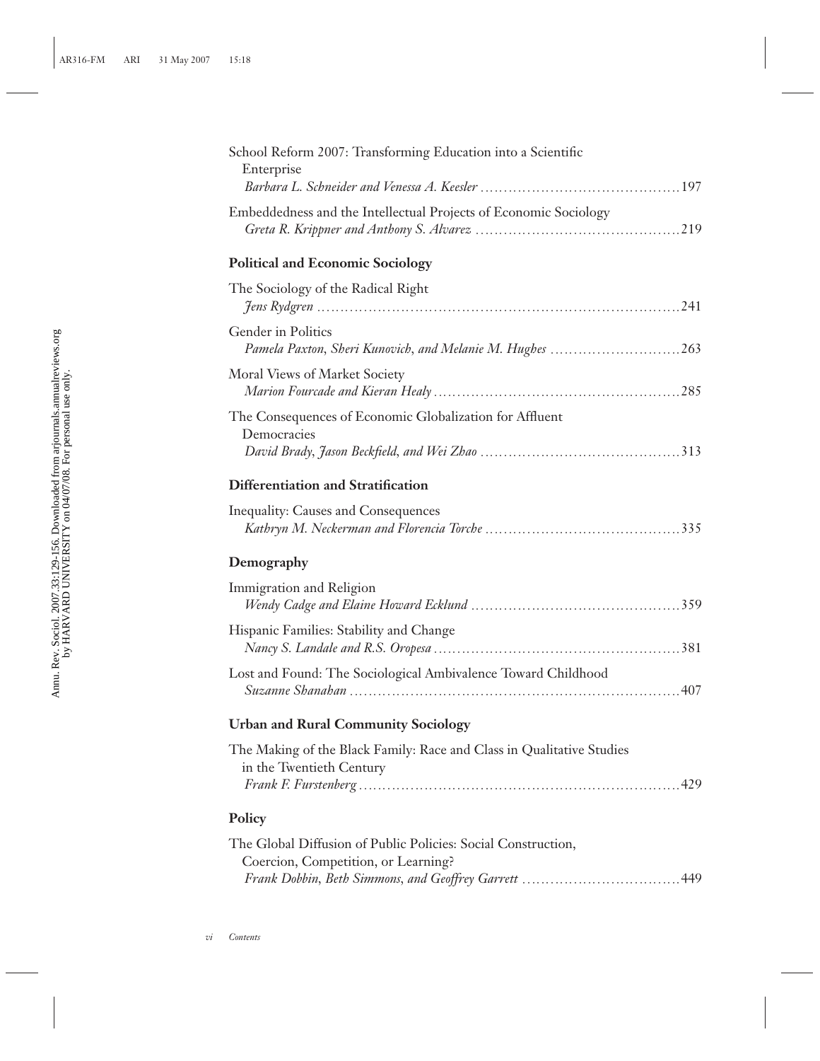School Reform 2007: Transforming Education into a Scientific Enterprise
*Barbara L. Schneider and Venessa A. Keesler* ........................................ 197

Embeddedness and the Intellectual Projects of Economic Sociology
*Greta R. Krippner and Anthony S. Alvarez* ........................................ 219

**Political and Economic Sociology**

The Sociology of the Radical Right
*Jens Rydgren* ........................................ 241

Gender in Politics
*Pamela Paxton, Sheri Kunovich, and Melanie M. Hughes* ........................................ 263

Moral Views of Market Society
*Marion Fourcade and Kieran Healy* ........................................ 285

The Consequences of Economic Globalization for Affluent Democracies
*David Brady, Jason Beckfield, and Wei Zhao* ........................................ 313

**Differentiation and Stratification**

Inequality: Causes and Consequences
*Kathryn M. Neckerman and Florencia Torche* ........................................ 335

**Demography**

Immigration and Religion
*Wendy Cadge and Elaine Howard Ecklund* ........................................ 359

Hispanic Families: Stability and Change
*Nancy S. Landale and R.S. Oropesa* ........................................ 381

Lost and Found: The Sociological Ambivalence Toward Childhood
*Suzanne Shanahan* ........................................ 407

**Urban and Rural Community Sociology**

The Making of the Black Family: Race and Class in Qualitative Studies in the Twentieth Century
*Frank F. Furstenberg* ........................................ 429

**Policy**

The Global Diffusion of Public Policies: Social Construction, Coercion, Competition, or Learning?
*Frank Dobbin, Beth Simmons, and Geoffrey Garrett* ........................................ 449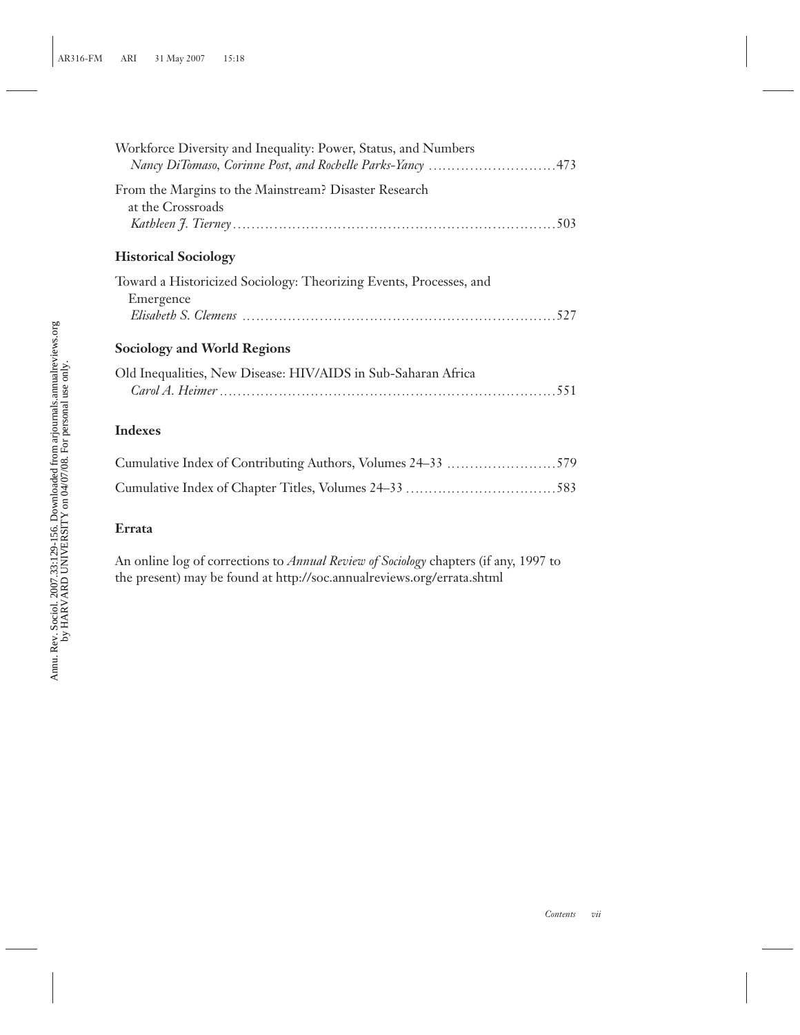Workforce Diversity and Inequality: Power, Status, and Numbers
*Nancy DiTomaso, Corinne Post, and Rochelle Parks-Yancy* ............................473

From the Margins to the Mainstream? Disaster Research at the Crossroads
*Kathleen J. Tierney* ....................................................................503

## Historical Sociology

Toward a Historicized Sociology: Theorizing Events, Processes, and Emergence
*Elisabeth S. Clemens* ..................................................................527

## Sociology and World Regions

Old Inequalities, New Disease: HIV/AIDS in Sub-Saharan Africa
*Carol A. Heimer* ........................................................................551

## Indexes

Cumulative Index of Contributing Authors, Volumes 24–33 ........................579

Cumulative Index of Chapter Titles, Volumes 24–33 ................................583

## Errata

An online log of corrections to *Annual Review of Sociology* chapters (if any, 1997 to the present) may be found at http://soc.annualreviews.org/errata.shtml